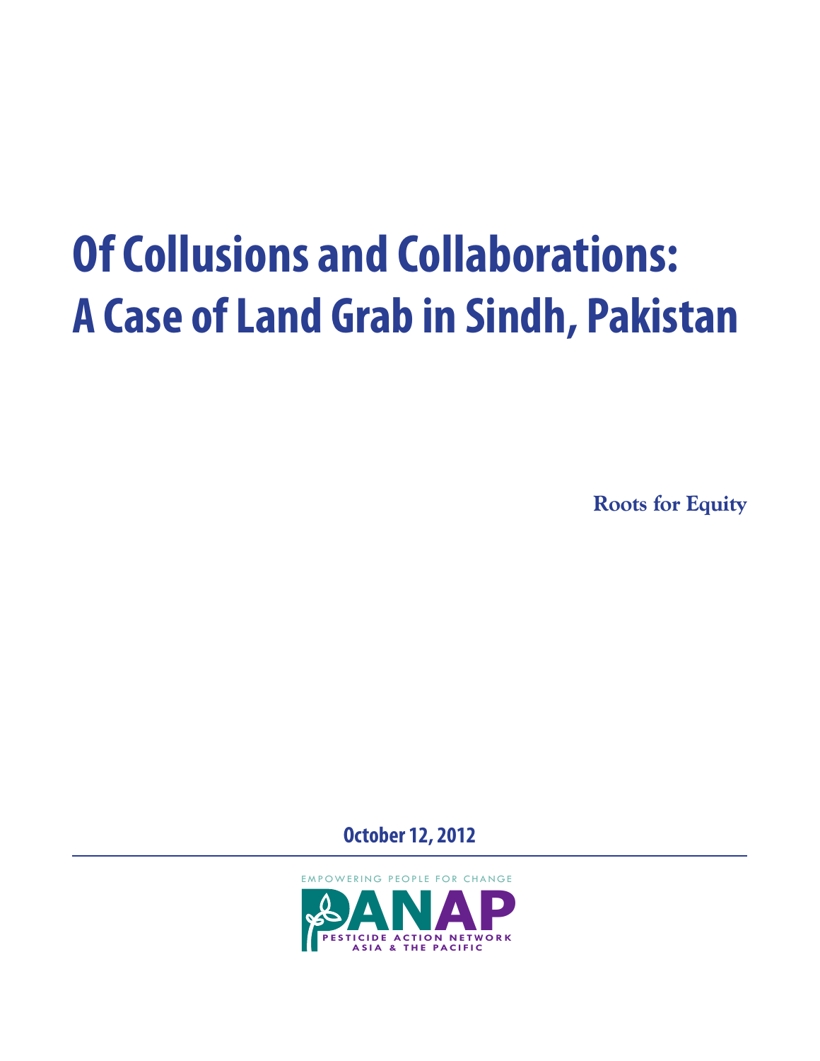# Of Collusions and Collaborations: A Case of Land Grab in Sindh, Pakistan

**Roots for Equity**

**October 12, 2012**

EMPOWERING PEOPLE FOR CHANGE

PANAP

PESTICIDE ACTION NETWORK ASIA & THE PACIFIC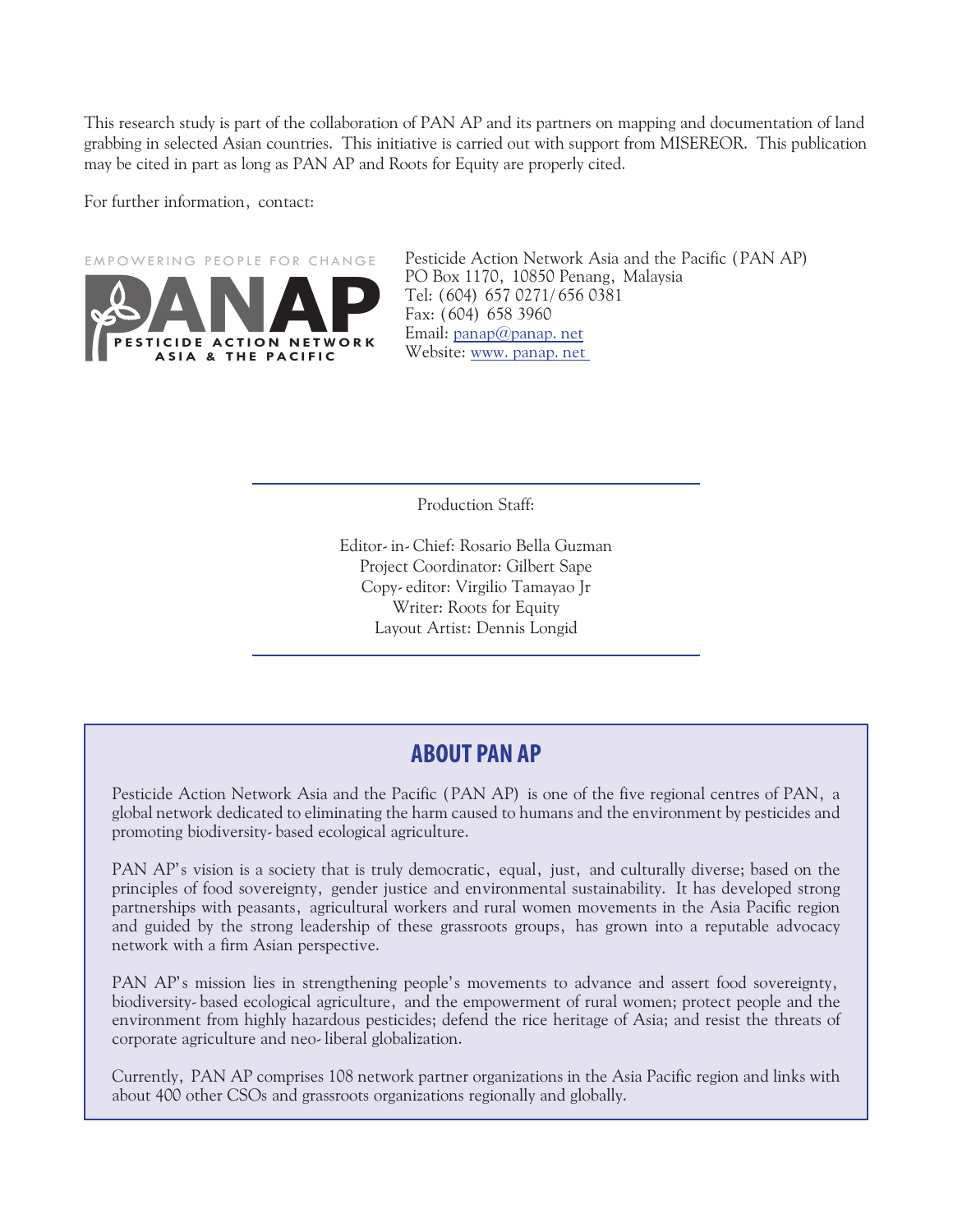This research study is part of the collaboration of PAN AP and its partners on mapping and documentation of land grabbing in selected Asian countries. This initiative is carried out with support from MISEREOR. This publication may be cited in part as long as PAN AP and Roots for Equity are properly cited.

For further information, contact:

EMPOWERING PEOPLE FOR CHANGE
PANAP
PESTICIDE ACTION NETWORK
ASIA & THE PACIFIC

Pesticide Action Network Asia and the Pacific (PAN AP)
PO Box 1170, 10850 Penang, Malaysia
Tel: (604) 657 0271/656 0381
Fax: (604) 658 3960
Email: panap@panap.net
Website: www.panap.net

Production Staff:

Editor-in-Chief: Rosario Bella Guzman
Project Coordinator: Gilbert Sape
Copy-editor: Virgilio Tamayao Jr
Writer: Roots for Equity
Layout Artist: Dennis Longid

## ABOUT PAN AP

Pesticide Action Network Asia and the Pacific (PAN AP) is one of the five regional centres of PAN, a global network dedicated to eliminating the harm caused to humans and the environment by pesticides and promoting biodiversity-based ecological agriculture.

PAN AP's vision is a society that is truly democratic, equal, just, and culturally diverse; based on the principles of food sovereignty, gender justice and environmental sustainability. It has developed strong partnerships with peasants, agricultural workers and rural women movements in the Asia Pacific region and guided by the strong leadership of these grassroots groups, has grown into a reputable advocacy network with a firm Asian perspective.

PAN AP's mission lies in strengthening people's movements to advance and assert food sovereignty, biodiversity-based ecological agriculture, and the empowerment of rural women; protect people and the environment from highly hazardous pesticides; defend the rice heritage of Asia; and resist the threats of corporate agriculture and neo-liberal globalization.

Currently, PAN AP comprises 108 network partner organizations in the Asia Pacific region and links with about 400 other CSOs and grassroots organizations regionally and globally.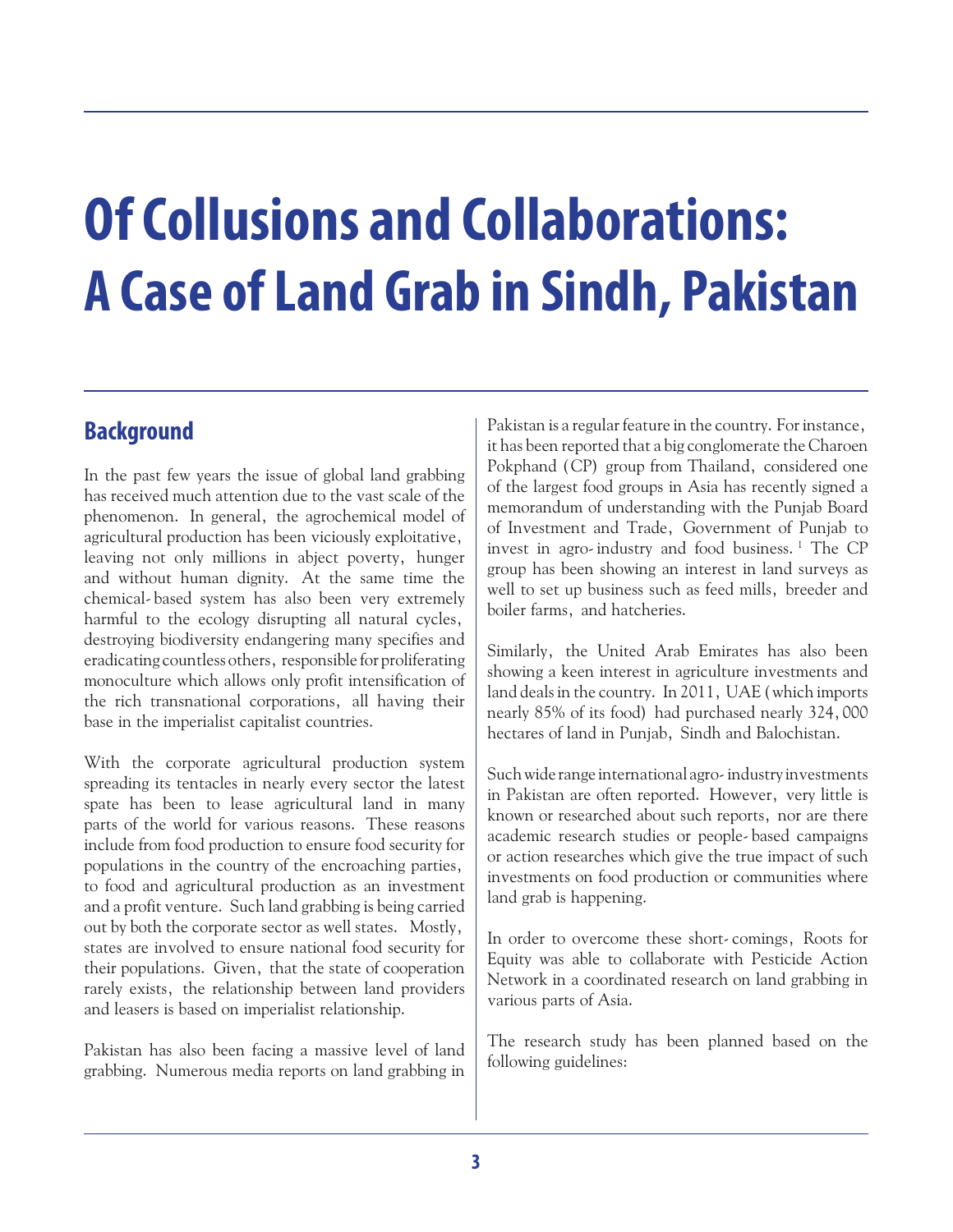# Of Collusions and Collaborations: A Case of Land Grab in Sindh, Pakistan

## Background

In the past few years the issue of global land grabbing has received much attention due to the vast scale of the phenomenon. In general, the agrochemical model of agricultural production has been viciously exploitative, leaving not only millions in abject poverty, hunger and without human dignity. At the same time the chemical-based system has also been very extremely harmful to the ecology disrupting all natural cycles, destroying biodiversity endangering many specifies and eradicating countless others, responsible for proliferating monoculture which allows only profit intensification of the rich transnational corporations, all having their base in the imperialist capitalist countries.

With the corporate agricultural production system spreading its tentacles in nearly every sector the latest spate has been to lease agricultural land in many parts of the world for various reasons. These reasons include from food production to ensure food security for populations in the country of the encroaching parties, to food and agricultural production as an investment and a profit venture. Such land grabbing is being carried out by both the corporate sector as well states. Mostly, states are involved to ensure national food security for their populations. Given, that the state of cooperation rarely exists, the relationship between land providers and leasers is based on imperialist relationship.

Pakistan has also been facing a massive level of land grabbing. Numerous media reports on land grabbing in Pakistan is a regular feature in the country. For instance, it has been reported that a big conglomerate the Charoen Pokphand (CP) group from Thailand, considered one of the largest food groups in Asia has recently signed a memorandum of understanding with the Punjab Board of Investment and Trade, Government of Punjab to invest in agro-industry and food business.[1] The CP group has been showing an interest in land surveys as well to set up business such as feed mills, breeder and boiler farms, and hatcheries.

Similarly, the United Arab Emirates has also been showing a keen interest in agriculture investments and land deals in the country. In 2011, UAE (which imports nearly 85% of its food) had purchased nearly 324,000 hectares of land in Punjab, Sindh and Balochistan.

Such wide range international agro-industry investments in Pakistan are often reported. However, very little is known or researched about such reports, nor are there academic research studies or people-based campaigns or action researches which give the true impact of such investments on food production or communities where land grab is happening.

In order to overcome these short-comings, Roots for Equity was able to collaborate with Pesticide Action Network in a coordinated research on land grabbing in various parts of Asia.

The research study has been planned based on the following guidelines: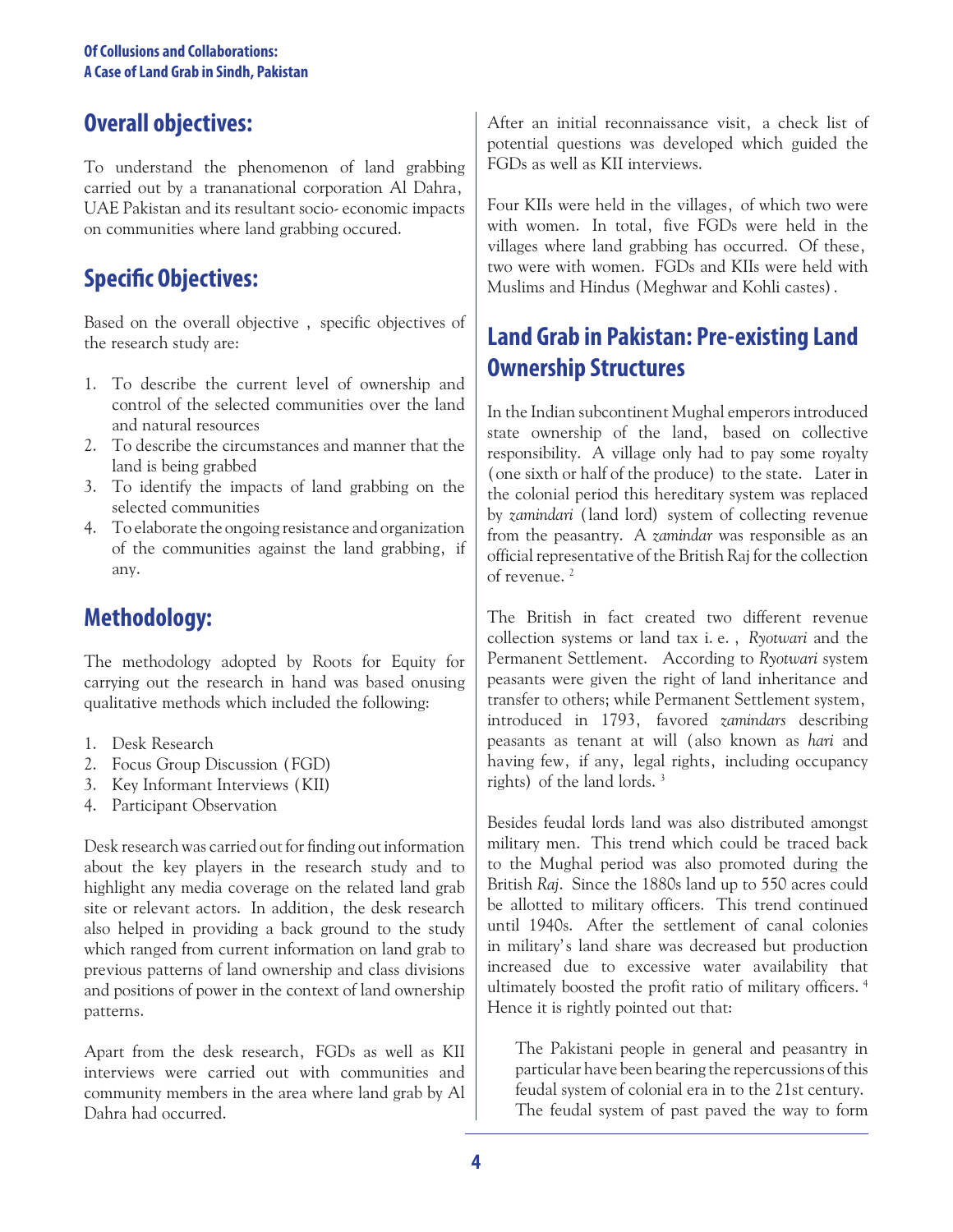## Overall objectives:

To understand the phenomenon of land grabbing carried out by a trananational corporation Al Dahra, UAE Pakistan and its resultant socio- economic impacts on communities where land grabbing occured.

## Specific Objectives:

Based on the overall objective , specific objectives of the research study are:

1. To describe the current level of ownership and control of the selected communities over the land and natural resources
2. To describe the circumstances and manner that the land is being grabbed
3. To identify the impacts of land grabbing on the selected communities
4. To elaborate the ongoing resistance and organization of the communities against the land grabbing, if any.

## Methodology:

The methodology adopted by Roots for Equity for carrying out the research in hand was based onusing qualitative methods which included the following:

1. Desk Research
2. Focus Group Discussion (FGD)
3. Key Informant Interviews (KII)
4. Participant Observation

Desk research was carried out for finding out information about the key players in the research study and to highlight any media coverage on the related land grab site or relevant actors. In addition, the desk research also helped in providing a back ground to the study which ranged from current information on land grab to previous patterns of land ownership and class divisions and positions of power in the context of land ownership patterns.

Apart from the desk research, FGDs as well as KII interviews were carried out with communities and community members in the area where land grab by Al Dahra had occurred.

After an initial reconnaissance visit, a check list of potential questions was developed which guided the FGDs as well as KII interviews.

Four KIIs were held in the villages, of which two were with women. In total, five FGDs were held in the villages where land grabbing has occurred. Of these, two were with women. FGDs and KIIs were held with Muslims and Hindus (Meghwar and Kohli castes).

## Land Grab in Pakistan: Pre-existing Land Ownership Structures

In the Indian subcontinent Mughal emperors introduced state ownership of the land, based on collective responsibility. A village only had to pay some royalty (one sixth or half of the produce) to the state. Later in the colonial period this hereditary system was replaced by *zamindari* (land lord) system of collecting revenue from the peasantry. A *zamindar* was responsible as an official representative of the British Raj for the collection of revenue. [2]

The British in fact created two different revenue collection systems or land tax i. e. , *Ryotwari* and the Permanent Settlement. According to *Ryotwari* system peasants were given the right of land inheritance and transfer to others; while Permanent Settlement system, introduced in 1793, favored *zamindars* describing peasants as tenant at will (also known as *hari* and having few, if any, legal rights, including occupancy rights) of the land lords. [3]

Besides feudal lords land was also distributed amongst military men. This trend which could be traced back to the Mughal period was also promoted during the British *Raj*. Since the 1880s land up to 550 acres could be allotted to military officers. This trend continued until 1940s. After the settlement of canal colonies in military's land share was decreased but production increased due to excessive water availability that ultimately boosted the profit ratio of military officers. [4] Hence it is rightly pointed out that:

> The Pakistani people in general and peasantry in particular have been bearing the repercussions of this feudal system of colonial era in to the 21st century. The feudal system of past paved the way to form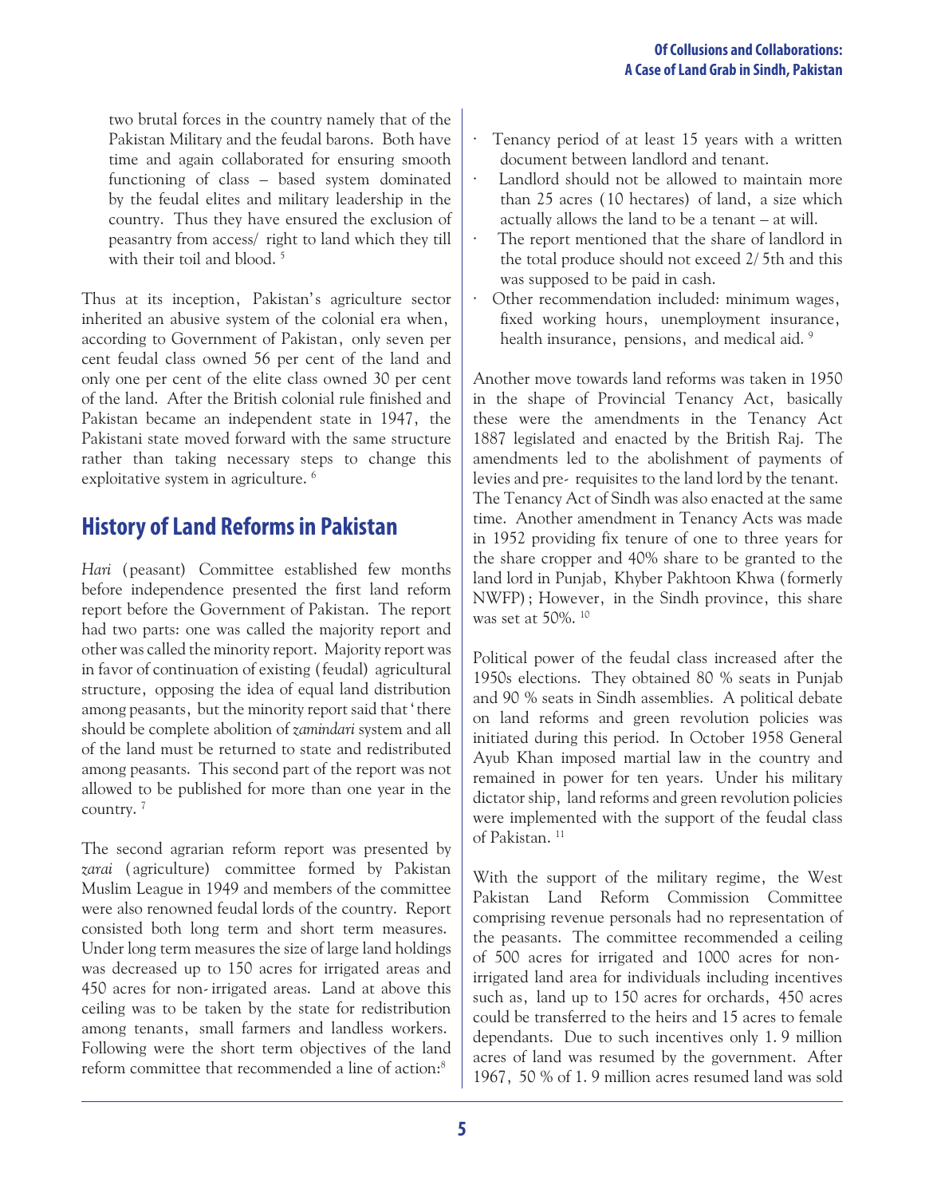two brutal forces in the country namely that of the Pakistan Military and the feudal barons. Both have time and again collaborated for ensuring smooth functioning of class – based system dominated by the feudal elites and military leadership in the country. Thus they have ensured the exclusion of peasantry from access/ right to land which they till with their toil and blood. [5]

Thus at its inception, Pakistan's agriculture sector inherited an abusive system of the colonial era when, according to Government of Pakistan, only seven per cent feudal class owned 56 per cent of the land and only one per cent of the elite class owned 30 per cent of the land. After the British colonial rule finished and Pakistan became an independent state in 1947, the Pakistani state moved forward with the same structure rather than taking necessary steps to change this exploitative system in agriculture. [6]

## History of Land Reforms in Pakistan

*Hari* (peasant) Committee established few months before independence presented the first land reform report before the Government of Pakistan. The report had two parts: one was called the majority report and other was called the minority report. Majority report was in favor of continuation of existing (feudal) agricultural structure, opposing the idea of equal land distribution among peasants, but the minority report said that 'there should be complete abolition of *zamindari* system and all of the land must be returned to state and redistributed among peasants. This second part of the report was not allowed to be published for more than one year in the country. [7]

The second agrarian reform report was presented by *zarai* (agriculture) committee formed by Pakistan Muslim League in 1949 and members of the committee were also renowned feudal lords of the country. Report consisted both long term and short term measures. Under long term measures the size of large land holdings was decreased up to 150 acres for irrigated areas and 450 acres for non- irrigated areas. Land at above this ceiling was to be taken by the state for redistribution among tenants, small farmers and landless workers. Following were the short term objectives of the land reform committee that recommended a line of action:[8]

- Tenancy period of at least 15 years with a written document between landlord and tenant.
- Landlord should not be allowed to maintain more than 25 acres (10 hectares) of land, a size which actually allows the land to be a tenant – at will.
- The report mentioned that the share of landlord in the total produce should not exceed 2/5th and this was supposed to be paid in cash.
- Other recommendation included: minimum wages, fixed working hours, unemployment insurance, health insurance, pensions, and medical aid. [9]

Another move towards land reforms was taken in 1950 in the shape of Provincial Tenancy Act, basically these were the amendments in the Tenancy Act 1887 legislated and enacted by the British Raj. The amendments led to the abolishment of payments of levies and pre- requisites to the land lord by the tenant. The Tenancy Act of Sindh was also enacted at the same time. Another amendment in Tenancy Acts was made in 1952 providing fix tenure of one to three years for the share cropper and 40% share to be granted to the land lord in Punjab, Khyber Pakhtoon Khwa (formerly NWFP); However, in the Sindh province, this share was set at 50%. [10]

Political power of the feudal class increased after the 1950s elections. They obtained 80 % seats in Punjab and 90 % seats in Sindh assemblies. A political debate on land reforms and green revolution policies was initiated during this period. In October 1958 General Ayub Khan imposed martial law in the country and remained in power for ten years. Under his military dictator ship, land reforms and green revolution policies were implemented with the support of the feudal class of Pakistan. [11]

With the support of the military regime, the West Pakistan Land Reform Commission Committee comprising revenue personals had no representation of the peasants. The committee recommended a ceiling of 500 acres for irrigated and 1000 acres for non-irrigated land area for individuals including incentives such as, land up to 150 acres for orchards, 450 acres could be transferred to the heirs and 15 acres to female dependants. Due to such incentives only 1. 9 million acres of land was resumed by the government. After 1967, 50 % of 1. 9 million acres resumed land was sold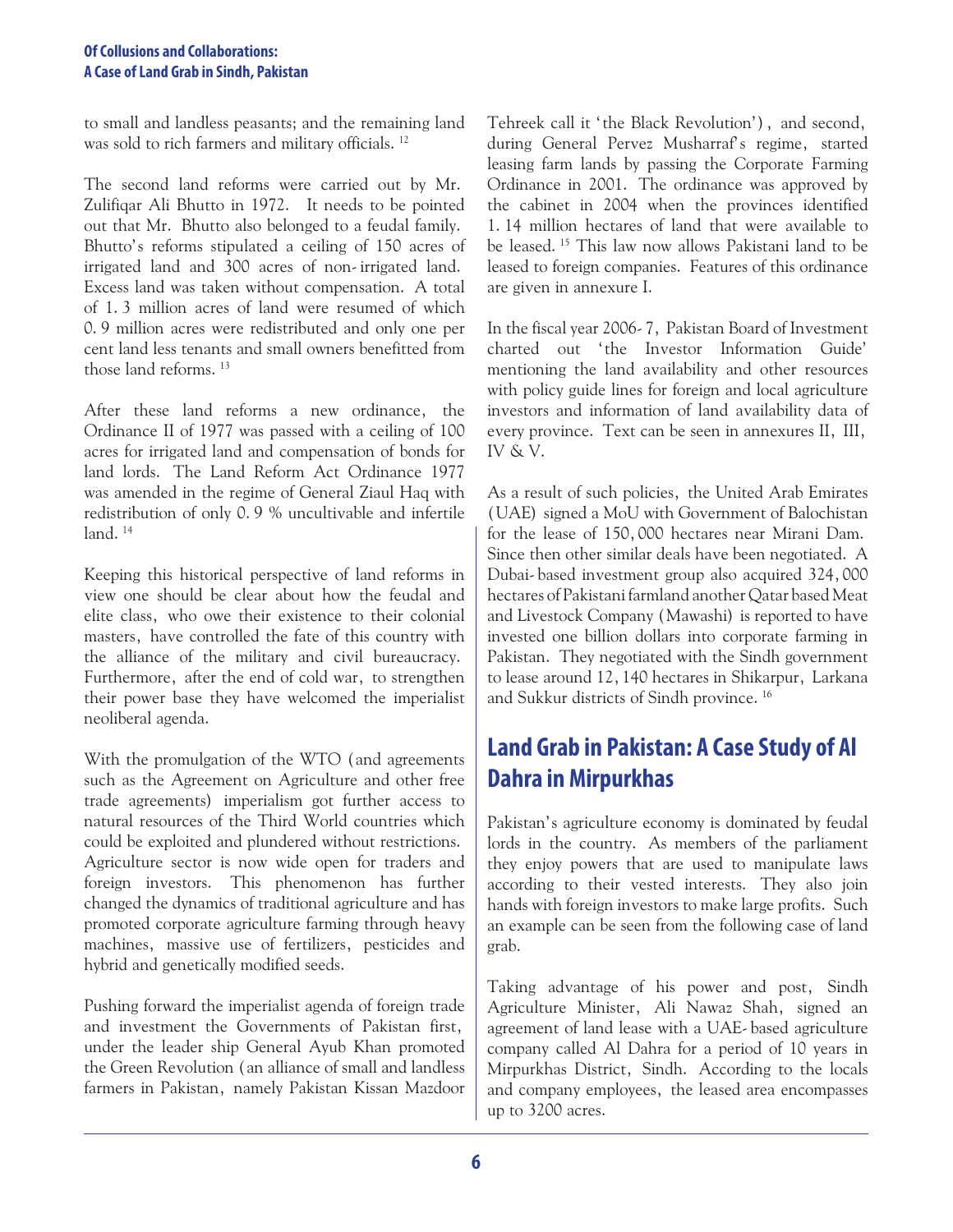to small and landless peasants; and the remaining land was sold to rich farmers and military officials. [12]

The second land reforms were carried out by Mr. Zulifiqar Ali Bhutto in 1972. It needs to be pointed out that Mr. Bhutto also belonged to a feudal family. Bhutto's reforms stipulated a ceiling of 150 acres of irrigated land and 300 acres of non-irrigated land. Excess land was taken without compensation. A total of 1. 3 million acres of land were resumed of which 0. 9 million acres were redistributed and only one per cent land less tenants and small owners benefitted from those land reforms. [13]

After these land reforms a new ordinance, the Ordinance II of 1977 was passed with a ceiling of 100 acres for irrigated land and compensation of bonds for land lords. The Land Reform Act Ordinance 1977 was amended in the regime of General Ziaul Haq with redistribution of only 0. 9 % uncultivable and infertile land. [14]

Keeping this historical perspective of land reforms in view one should be clear about how the feudal and elite class, who owe their existence to their colonial masters, have controlled the fate of this country with the alliance of the military and civil bureaucracy. Furthermore, after the end of cold war, to strengthen their power base they have welcomed the imperialist neoliberal agenda.

With the promulgation of the WTO (and agreements such as the Agreement on Agriculture and other free trade agreements) imperialism got further access to natural resources of the Third World countries which could be exploited and plundered without restrictions. Agriculture sector is now wide open for traders and foreign investors. This phenomenon has further changed the dynamics of traditional agriculture and has promoted corporate agriculture farming through heavy machines, massive use of fertilizers, pesticides and hybrid and genetically modified seeds.

Pushing forward the imperialist agenda of foreign trade and investment the Governments of Pakistan first, under the leader ship General Ayub Khan promoted the Green Revolution (an alliance of small and landless farmers in Pakistan, namely Pakistan Kissan Mazdoor Tehreek call it 'the Black Revolution'), and second, during General Pervez Musharraf's regime, started leasing farm lands by passing the Corporate Farming Ordinance in 2001. The ordinance was approved by the cabinet in 2004 when the provinces identified 1. 14 million hectares of land that were available to be leased. [15] This law now allows Pakistani land to be leased to foreign companies. Features of this ordinance are given in annexure I.

In the fiscal year 2006-7, Pakistan Board of Investment charted out 'the Investor Information Guide' mentioning the land availability and other resources with policy guide lines for foreign and local agriculture investors and information of land availability data of every province. Text can be seen in annexures II, III, IV & V.

As a result of such policies, the United Arab Emirates (UAE) signed a MoU with Government of Balochistan for the lease of 150,000 hectares near Mirani Dam. Since then other similar deals have been negotiated. A Dubai-based investment group also acquired 324,000 hectares of Pakistani farmland another Qatar based Meat and Livestock Company (Mawashi) is reported to have invested one billion dollars into corporate farming in Pakistan. They negotiated with the Sindh government to lease around 12,140 hectares in Shikarpur, Larkana and Sukkur districts of Sindh province. [16]

## Land Grab in Pakistan: A Case Study of Al Dahra in Mirpurkhas

Pakistan's agriculture economy is dominated by feudal lords in the country. As members of the parliament they enjoy powers that are used to manipulate laws according to their vested interests. They also join hands with foreign investors to make large profits. Such an example can be seen from the following case of land grab.

Taking advantage of his power and post, Sindh Agriculture Minister, Ali Nawaz Shah, signed an agreement of land lease with a UAE-based agriculture company called Al Dahra for a period of 10 years in Mirpurkhas District, Sindh. According to the locals and company employees, the leased area encompasses up to 3200 acres.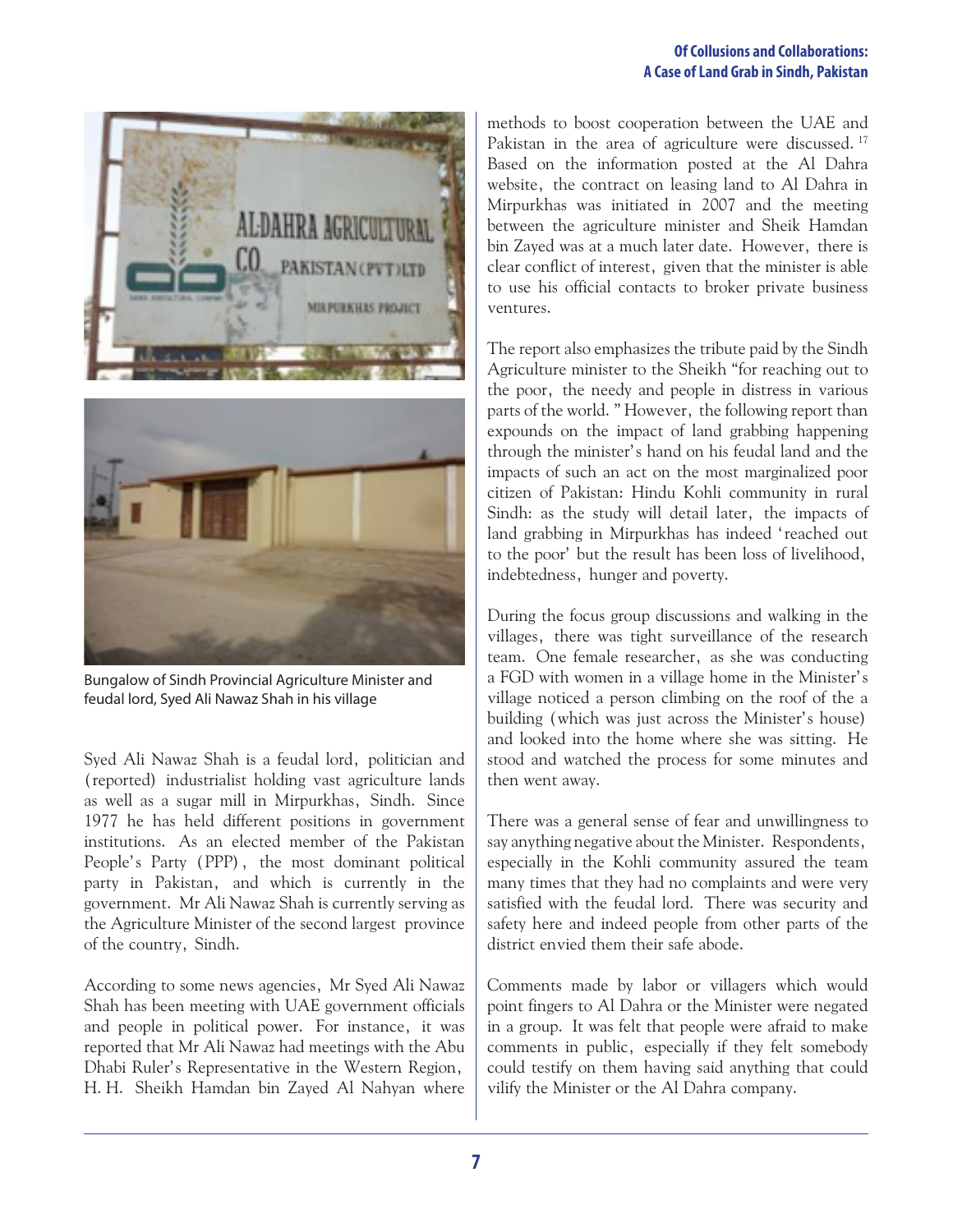Bungalow of Sindh Provincial Agriculture Minister and feudal lord, Syed Ali Nawaz Shah in his village

Syed Ali Nawaz Shah is a feudal lord, politician and (reported) industrialist holding vast agriculture lands as well as a sugar mill in Mirpurkhas, Sindh. Since 1977 he has held different positions in government institutions. As an elected member of the Pakistan People's Party (PPP), the most dominant political party in Pakistan, and which is currently in the government. Mr Ali Nawaz Shah is currently serving as the Agriculture Minister of the second largest province of the country, Sindh.

According to some news agencies, Mr Syed Ali Nawaz Shah has been meeting with UAE government officials and people in political power. For instance, it was reported that Mr Ali Nawaz had meetings with the Abu Dhabi Ruler's Representative in the Western Region, H. H. Sheikh Hamdan bin Zayed Al Nahyan where methods to boost cooperation between the UAE and Pakistan in the area of agriculture were discussed. [17] Based on the information posted at the Al Dahra website, the contract on leasing land to Al Dahra in Mirpurkhas was initiated in 2007 and the meeting between the agriculture minister and Sheik Hamdan bin Zayed was at a much later date. However, there is clear conflict of interest, given that the minister is able to use his official contacts to broker private business ventures.

The report also emphasizes the tribute paid by the Sindh Agriculture minister to the Sheikh "for reaching out to the poor, the needy and people in distress in various parts of the world." However, the following report than expounds on the impact of land grabbing happening through the minister's hand on his feudal land and the impacts of such an act on the most marginalized poor citizen of Pakistan: Hindu Kohli community in rural Sindh: as the study will detail later, the impacts of land grabbing in Mirpurkhas has indeed 'reached out to the poor' but the result has been loss of livelihood, indebtedness, hunger and poverty.

During the focus group discussions and walking in the villages, there was tight surveillance of the research team. One female researcher, as she was conducting a FGD with women in a village home in the Minister's village noticed a person climbing on the roof of the a building (which was just across the Minister's house) and looked into the home where she was sitting. He stood and watched the process for some minutes and then went away.

There was a general sense of fear and unwillingness to say anything negative about the Minister. Respondents, especially in the Kohli community assured the team many times that they had no complaints and were very satisfied with the feudal lord. There was security and safety here and indeed people from other parts of the district envied them their safe abode.

Comments made by labor or villagers which would point fingers to Al Dahra or the Minister were negated in a group. It was felt that people were afraid to make comments in public, especially if they felt somebody could testify on them having said anything that could vilify the Minister or the Al Dahra company.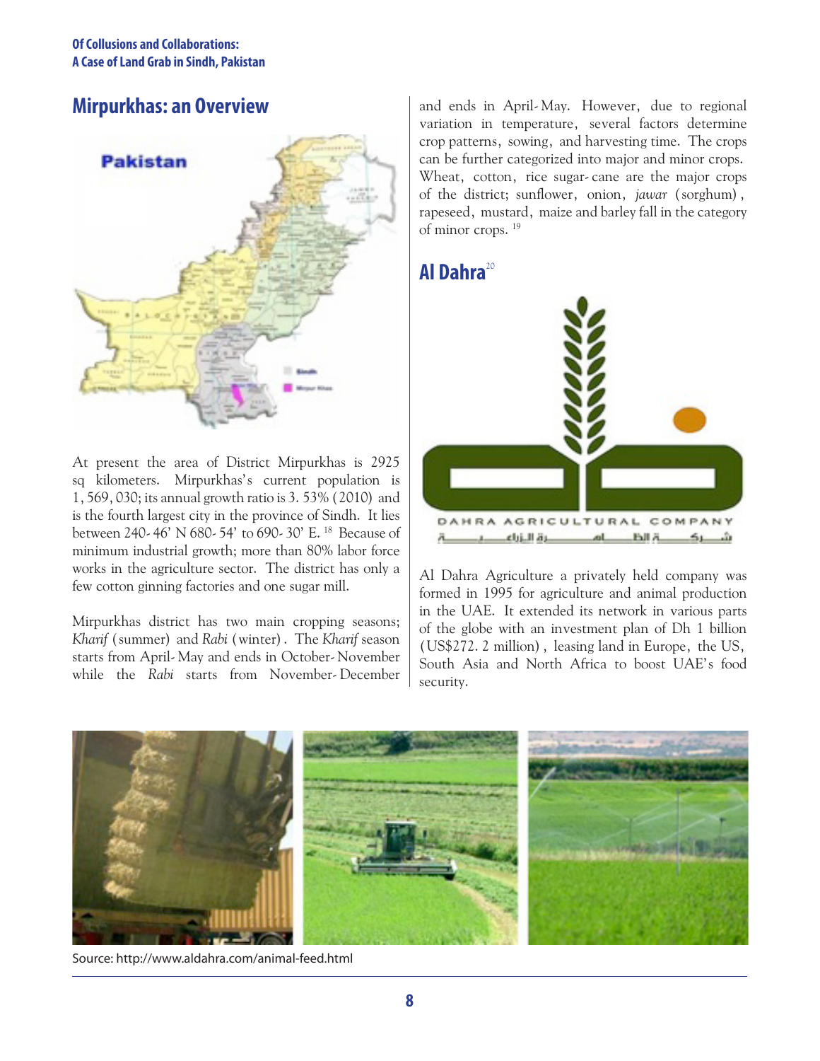## Mirpurkhas: an Overview

At present the area of District Mirpurkhas is 2925 sq kilometers. Mirpurkhas's current population is 1, 569, 030; its annual growth ratio is 3. 53% (2010) and is the fourth largest city in the province of Sindh. It lies between 240- 46' N 680- 54' to 690- 30' E. [18] Because of minimum industrial growth; more than 80% labor force works in the agriculture sector. The district has only a few cotton ginning factories and one sugar mill.

Mirpurkhas district has two main cropping seasons; *Kharif* (summer) and *Rabi* (winter). The *Kharif* season starts from April- May and ends in October- November while the *Rabi* starts from November- December and ends in April- May. However, due to regional variation in temperature, several factors determine crop patterns, sowing, and harvesting time. The crops can be further categorized into major and minor crops. Wheat, cotton, rice sugar- cane are the major crops of the district; sunflower, onion, *jawar* (sorghum), rapeseed, mustard, maize and barley fall in the category of minor crops. [19]

## Al Dahra[20]

Al Dahra Agriculture a privately held company was formed in 1995 for agriculture and animal production in the UAE. It extended its network in various parts of the globe with an investment plan of Dh 1 billion (US$272. 2 million), leasing land in Europe, the US, South Asia and North Africa to boost UAE's food security.

Source: http://www.aldahra.com/animal-feed.html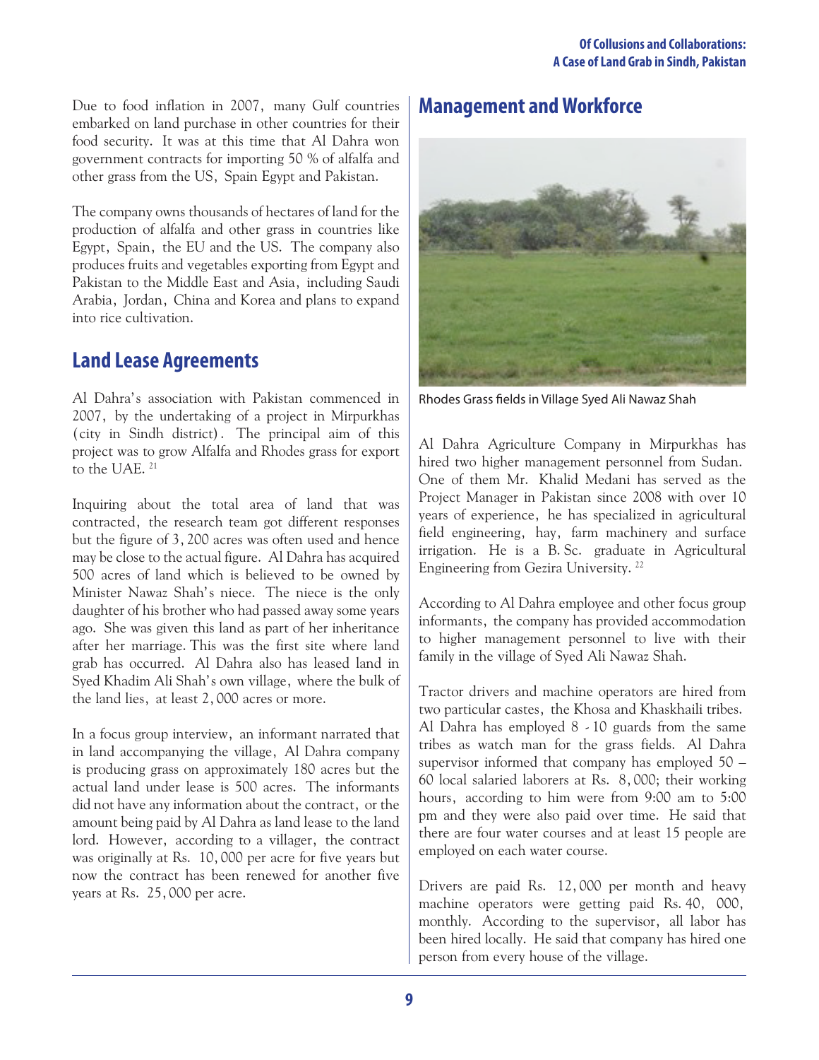Due to food inflation in 2007, many Gulf countries embarked on land purchase in other countries for their food security. It was at this time that Al Dahra won government contracts for importing 50 % of alfalfa and other grass from the US, Spain Egypt and Pakistan.

The company owns thousands of hectares of land for the production of alfalfa and other grass in countries like Egypt, Spain, the EU and the US. The company also produces fruits and vegetables exporting from Egypt and Pakistan to the Middle East and Asia, including Saudi Arabia, Jordan, China and Korea and plans to expand into rice cultivation.

## Land Lease Agreements

Al Dahra's association with Pakistan commenced in 2007, by the undertaking of a project in Mirpurkhas (city in Sindh district). The principal aim of this project was to grow Alfalfa and Rhodes grass for export to the UAE. [21]

Inquiring about the total area of land that was contracted, the research team got different responses but the figure of 3, 200 acres was often used and hence may be close to the actual figure. Al Dahra has acquired 500 acres of land which is believed to be owned by Minister Nawaz Shah's niece. The niece is the only daughter of his brother who had passed away some years ago. She was given this land as part of her inheritance after her marriage. This was the first site where land grab has occurred. Al Dahra also has leased land in Syed Khadim Ali Shah's own village, where the bulk of the land lies, at least 2, 000 acres or more.

In a focus group interview, an informant narrated that in land accompanying the village, Al Dahra company is producing grass on approximately 180 acres but the actual land under lease is 500 acres. The informants did not have any information about the contract, or the amount being paid by Al Dahra as land lease to the land lord. However, according to a villager, the contract was originally at Rs. 10, 000 per acre for five years but now the contract has been renewed for another five years at Rs. 25, 000 per acre.

## Management and Workforce

Rhodes Grass fields in Village Syed Ali Nawaz Shah

Al Dahra Agriculture Company in Mirpurkhas has hired two higher management personnel from Sudan. One of them Mr. Khalid Medani has served as the Project Manager in Pakistan since 2008 with over 10 years of experience, he has specialized in agricultural field engineering, hay, farm machinery and surface irrigation. He is a B. Sc. graduate in Agricultural Engineering from Gezira University. [22]

According to Al Dahra employee and other focus group informants, the company has provided accommodation to higher management personnel to live with their family in the village of Syed Ali Nawaz Shah.

Tractor drivers and machine operators are hired from two particular castes, the Khosa and Khaskhaili tribes. Al Dahra has employed 8 - 10 guards from the same tribes as watch man for the grass fields. Al Dahra supervisor informed that company has employed 50 – 60 local salaried laborers at Rs. 8, 000; their working hours, according to him were from 9:00 am to 5:00 pm and they were also paid over time. He said that there are four water courses and at least 15 people are employed on each water course.

Drivers are paid Rs. 12, 000 per month and heavy machine operators were getting paid Rs. 40, 000, monthly. According to the supervisor, all labor has been hired locally. He said that company has hired one person from every house of the village.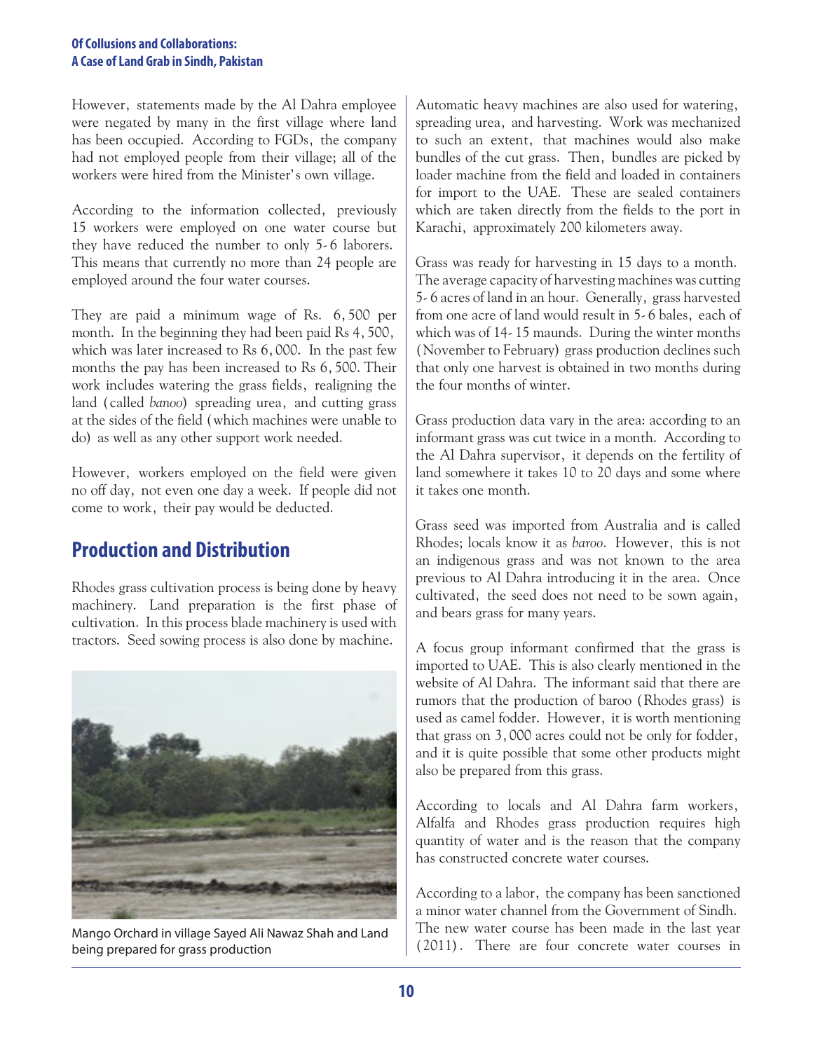However, statements made by the Al Dahra employee were negated by many in the first village where land has been occupied. According to FGDs, the company had not employed people from their village; all of the workers were hired from the Minister's own village.

According to the information collected, previously 15 workers were employed on one water course but they have reduced the number to only 5-6 laborers. This means that currently no more than 24 people are employed around the four water courses.

They are paid a minimum wage of Rs. 6,500 per month. In the beginning they had been paid Rs 4,500, which was later increased to Rs 6,000. In the past few months the pay has been increased to Rs 6,500. Their work includes watering the grass fields, realigning the land (called *banoo*) spreading urea, and cutting grass at the sides of the field (which machines were unable to do) as well as any other support work needed.

However, workers employed on the field were given no off day, not even one day a week. If people did not come to work, their pay would be deducted.

## Production and Distribution

Rhodes grass cultivation process is being done by heavy machinery. Land preparation is the first phase of cultivation. In this process blade machinery is used with tractors. Seed sowing process is also done by machine.

Mango Orchard in village Sayed Ali Nawaz Shah and Land being prepared for grass production

Automatic heavy machines are also used for watering, spreading urea, and harvesting. Work was mechanized to such an extent, that machines would also make bundles of the cut grass. Then, bundles are picked by loader machine from the field and loaded in containers for import to the UAE. These are sealed containers which are taken directly from the fields to the port in Karachi, approximately 200 kilometers away.

Grass was ready for harvesting in 15 days to a month. The average capacity of harvesting machines was cutting 5-6 acres of land in an hour. Generally, grass harvested from one acre of land would result in 5-6 bales, each of which was of 14-15 maunds. During the winter months (November to February) grass production declines such that only one harvest is obtained in two months during the four months of winter.

Grass production data vary in the area: according to an informant grass was cut twice in a month. According to the Al Dahra supervisor, it depends on the fertility of land somewhere it takes 10 to 20 days and some where it takes one month.

Grass seed was imported from Australia and is called Rhodes; locals know it as *baroo*. However, this is not an indigenous grass and was not known to the area previous to Al Dahra introducing it in the area. Once cultivated, the seed does not need to be sown again, and bears grass for many years.

A focus group informant confirmed that the grass is imported to UAE. This is also clearly mentioned in the website of Al Dahra. The informant said that there are rumors that the production of baroo (Rhodes grass) is used as camel fodder. However, it is worth mentioning that grass on 3,000 acres could not be only for fodder, and it is quite possible that some other products might also be prepared from this grass.

According to locals and Al Dahra farm workers, Alfalfa and Rhodes grass production requires high quantity of water and is the reason that the company has constructed concrete water courses.

According to a labor, the company has been sanctioned a minor water channel from the Government of Sindh. The new water course has been made in the last year (2011). There are four concrete water courses in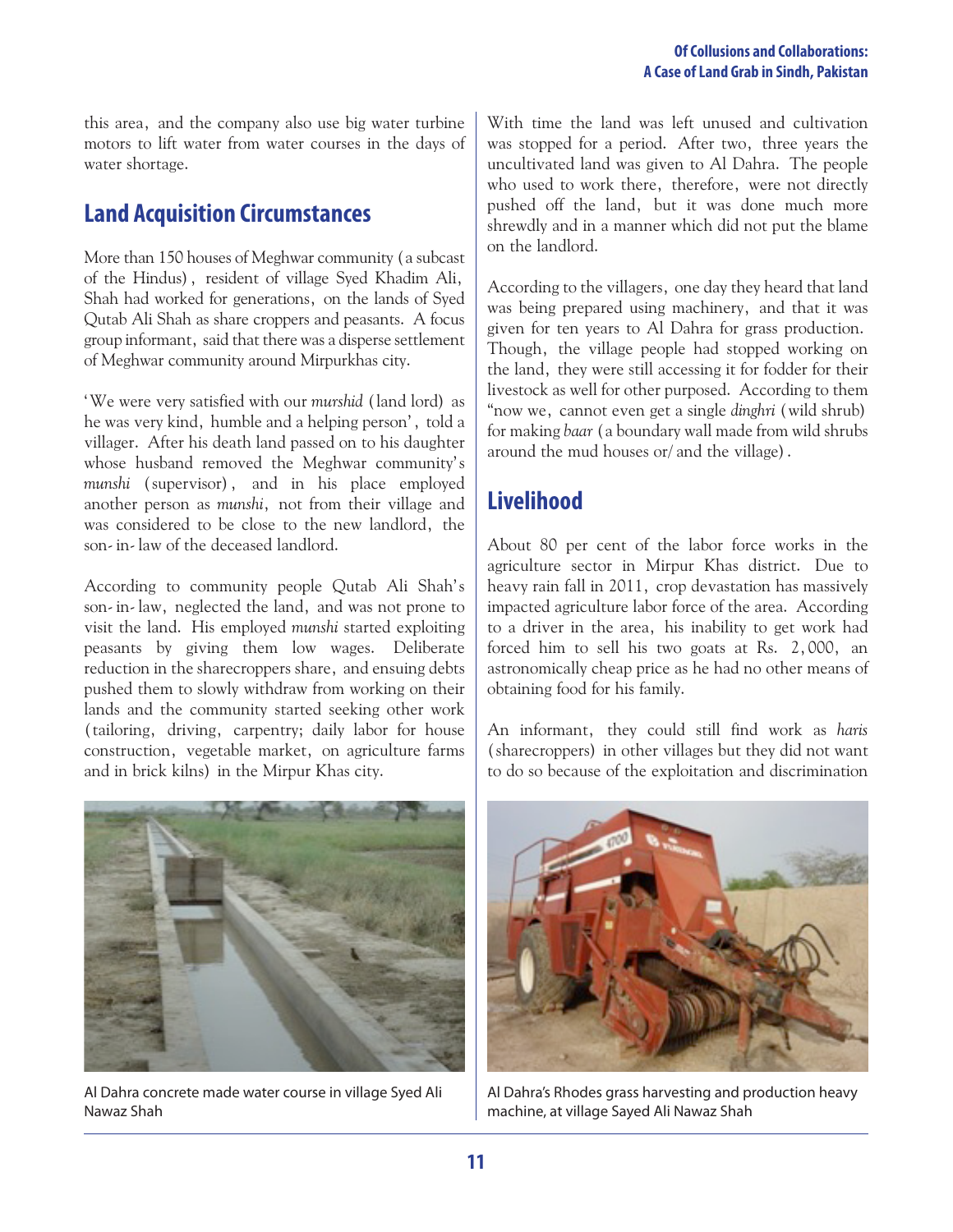this area, and the company also use big water turbine motors to lift water from water courses in the days of water shortage.

## Land Acquisition Circumstances

More than 150 houses of Meghwar community (a subcast of the Hindus), resident of village Syed Khadim Ali, Shah had worked for generations, on the lands of Syed Qutab Ali Shah as share croppers and peasants. A focus group informant, said that there was a disperse settlement of Meghwar community around Mirpurkhas city.

'We were very satisfied with our *murshid* (land lord) as he was very kind, humble and a helping person', told a villager. After his death land passed on to his daughter whose husband removed the Meghwar community's *munshi* (supervisor), and in his place employed another person as *munshi*, not from their village and was considered to be close to the new landlord, the son-in-law of the deceased landlord.

According to community people Qutab Ali Shah's son-in-law, neglected the land, and was not prone to visit the land. His employed *munshi* started exploiting peasants by giving them low wages. Deliberate reduction in the sharecroppers share, and ensuing debts pushed them to slowly withdraw from working on their lands and the community started seeking other work (tailoring, driving, carpentry; daily labor for house construction, vegetable market, on agriculture farms and in brick kilns) in the Mirpur Khas city.

Al Dahra concrete made water course in village Syed Ali Nawaz Shah

With time the land was left unused and cultivation was stopped for a period. After two, three years the uncultivated land was given to Al Dahra. The people who used to work there, therefore, were not directly pushed off the land, but it was done much more shrewdly and in a manner which did not put the blame on the landlord.

According to the villagers, one day they heard that land was being prepared using machinery, and that it was given for ten years to Al Dahra for grass production. Though, the village people had stopped working on the land, they were still accessing it for fodder for their livestock as well for other purposed. According to them "now we, cannot even get a single *dinghri* (wild shrub) for making *baar* (a boundary wall made from wild shrubs around the mud houses or/and the village).

## Livelihood

About 80 per cent of the labor force works in the agriculture sector in Mirpur Khas district. Due to heavy rain fall in 2011, crop devastation has massively impacted agriculture labor force of the area. According to a driver in the area, his inability to get work had forced him to sell his two goats at Rs. 2,000, an astronomically cheap price as he had no other means of obtaining food for his family.

An informant, they could still find work as *haris* (sharecroppers) in other villages but they did not want to do so because of the exploitation and discrimination

Al Dahra's Rhodes grass harvesting and production heavy machine, at village Sayed Ali Nawaz Shah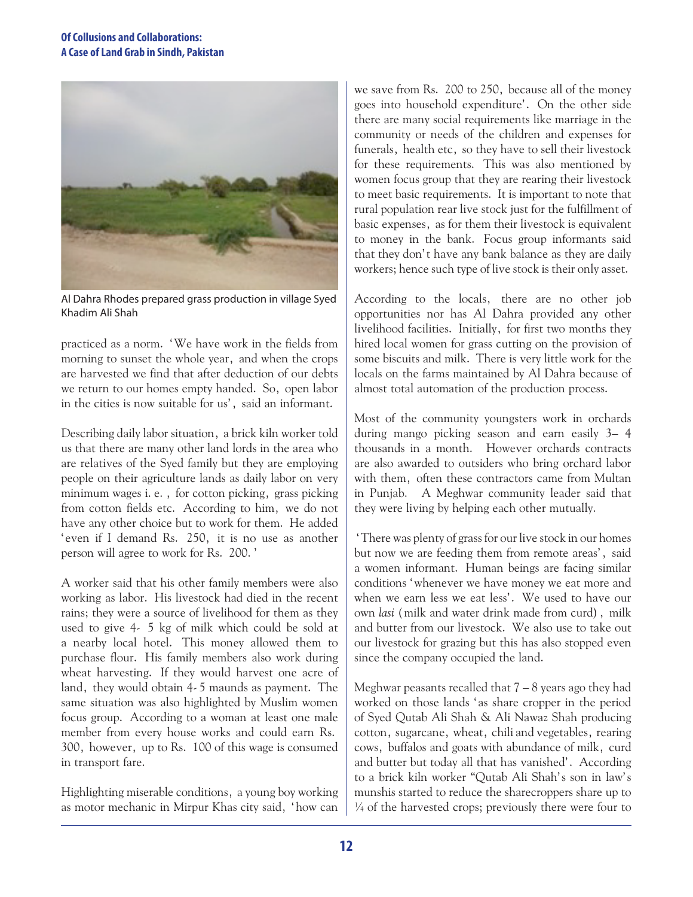Al Dahra Rhodes prepared grass production in village Syed Khadim Ali Shah

practiced as a norm. 'We have work in the fields from morning to sunset the whole year, and when the crops are harvested we find that after deduction of our debts we return to our homes empty handed. So, open labor in the cities is now suitable for us', said an informant.

Describing daily labor situation, a brick kiln worker told us that there are many other land lords in the area who are relatives of the Syed family but they are employing people on their agriculture lands as daily labor on very minimum wages i. e. , for cotton picking, grass picking from cotton fields etc. According to him, we do not have any other choice but to work for them. He added 'even if I demand Rs. 250, it is no use as another person will agree to work for Rs. 200. '

A worker said that his other family members were also working as labor. His livestock had died in the recent rains; they were a source of livelihood for them as they used to give 4- 5 kg of milk which could be sold at a nearby local hotel. This money allowed them to purchase flour. His family members also work during wheat harvesting. If they would harvest one acre of land, they would obtain 4-5 maunds as payment. The same situation was also highlighted by Muslim women focus group. According to a woman at least one male member from every house works and could earn Rs. 300, however, up to Rs. 100 of this wage is consumed in transport fare.

Highlighting miserable conditions, a young boy working as motor mechanic in Mirpur Khas city said, 'how can we save from Rs. 200 to 250, because all of the money goes into household expenditure'. On the other side there are many social requirements like marriage in the community or needs of the children and expenses for funerals, health etc, so they have to sell their livestock for these requirements. This was also mentioned by women focus group that they are rearing their livestock to meet basic requirements. It is important to note that rural population rear live stock just for the fulfillment of basic expenses, as for them their livestock is equivalent to money in the bank. Focus group informants said that they don't have any bank balance as they are daily workers; hence such type of live stock is their only asset.

According to the locals, there are no other job opportunities nor has Al Dahra provided any other livelihood facilities. Initially, for first two months they hired local women for grass cutting on the provision of some biscuits and milk. There is very little work for the locals on the farms maintained by Al Dahra because of almost total automation of the production process.

Most of the community youngsters work in orchards during mango picking season and earn easily 3– 4 thousands in a month. However orchards contracts are also awarded to outsiders who bring orchard labor with them, often these contractors came from Multan in Punjab. A Meghwar community leader said that they were living by helping each other mutually.

'There was plenty of grass for our live stock in our homes but now we are feeding them from remote areas', said a women informant. Human beings are facing similar conditions 'whenever we have money we eat more and when we earn less we eat less'. We used to have our own *lasi* (milk and water drink made from curd), milk and butter from our livestock. We also use to take out our livestock for grazing but this has also stopped even since the company occupied the land.

Meghwar peasants recalled that 7 – 8 years ago they had worked on those lands 'as share cropper in the period of Syed Qutab Ali Shah & Ali Nawaz Shah producing cotton, sugarcane, wheat, chili and vegetables, rearing cows, buffalos and goats with abundance of milk, curd and butter but today all that has vanished'. According to a brick kiln worker "Qutab Ali Shah's son in law's munshis started to reduce the sharecroppers share up to ¼ of the harvested crops; previously there were four to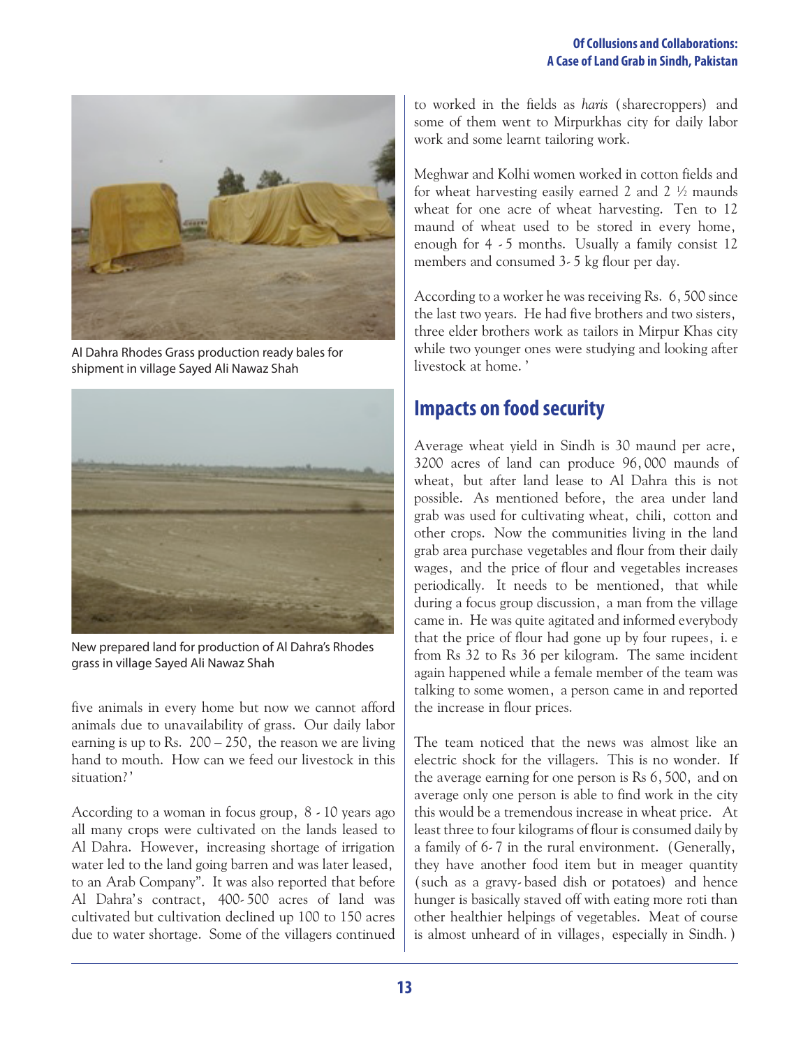Al Dahra Rhodes Grass production ready bales for shipment in village Sayed Ali Nawaz Shah

New prepared land for production of Al Dahra's Rhodes grass in village Sayed Ali Nawaz Shah

five animals in every home but now we cannot afford animals due to unavailability of grass. Our daily labor earning is up to Rs. 200 – 250, the reason we are living hand to mouth. How can we feed our livestock in this situation?'

According to a woman in focus group, 8 - 10 years ago all many crops were cultivated on the lands leased to Al Dahra. However, increasing shortage of irrigation water led to the land going barren and was later leased, to an Arab Company". It was also reported that before Al Dahra's contract, 400-500 acres of land was cultivated but cultivation declined up 100 to 150 acres due to water shortage. Some of the villagers continued to worked in the fields as *haris* (sharecroppers) and some of them went to Mirpurkhas city for daily labor work and some learnt tailoring work.

Meghwar and Kolhi women worked in cotton fields and for wheat harvesting easily earned 2 and 2 ½ maunds wheat for one acre of wheat harvesting. Ten to 12 maund of wheat used to be stored in every home, enough for 4 - 5 months. Usually a family consist 12 members and consumed 3-5 kg flour per day.

According to a worker he was receiving Rs. 6,500 since the last two years. He had five brothers and two sisters, three elder brothers work as tailors in Mirpur Khas city while two younger ones were studying and looking after livestock at home.'

## Impacts on food security

Average wheat yield in Sindh is 30 maund per acre, 3200 acres of land can produce 96,000 maunds of wheat, but after land lease to Al Dahra this is not possible. As mentioned before, the area under land grab was used for cultivating wheat, chili, cotton and other crops. Now the communities living in the land grab area purchase vegetables and flour from their daily wages, and the price of flour and vegetables increases periodically. It needs to be mentioned, that while during a focus group discussion, a man from the village came in. He was quite agitated and informed everybody that the price of flour had gone up by four rupees, i.e from Rs 32 to Rs 36 per kilogram. The same incident again happened while a female member of the team was talking to some women, a person came in and reported the increase in flour prices.

The team noticed that the news was almost like an electric shock for the villagers. This is no wonder. If the average earning for one person is Rs 6,500, and on average only one person is able to find work in the city this would be a tremendous increase in wheat price. At least three to four kilograms of flour is consumed daily by a family of 6-7 in the rural environment. (Generally, they have another food item but in meager quantity (such as a gravy-based dish or potatoes) and hence hunger is basically staved off with eating more roti than other healthier helpings of vegetables. Meat of course is almost unheard of in villages, especially in Sindh.)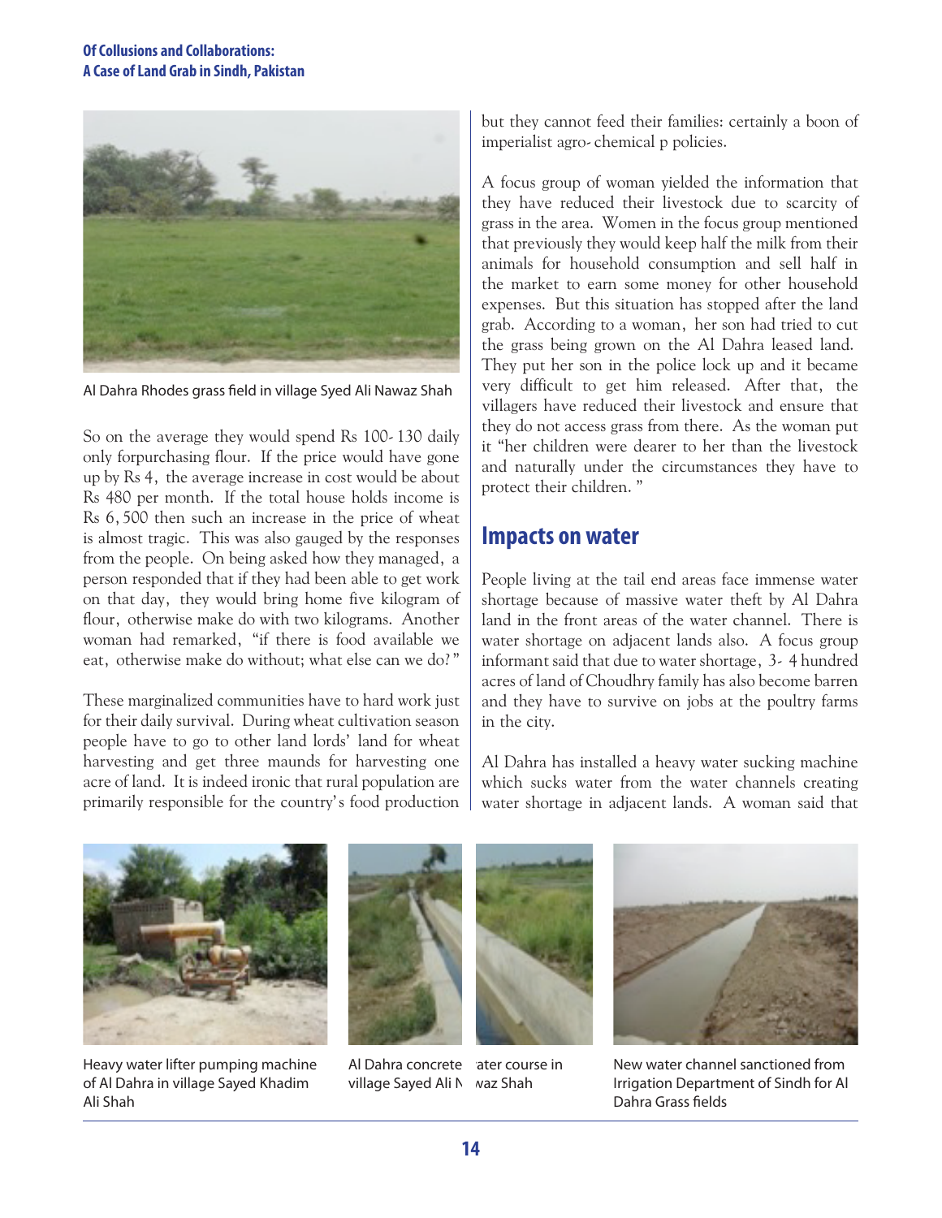Al Dahra Rhodes grass field in village Syed Ali Nawaz Shah

So on the average they would spend Rs 100- 130 daily only forpurchasing flour. If the price would have gone up by Rs 4, the average increase in cost would be about Rs 480 per month. If the total house holds income is Rs 6, 500 then such an increase in the price of wheat is almost tragic. This was also gauged by the responses from the people. On being asked how they managed, a person responded that if they had been able to get work on that day, they would bring home five kilogram of flour, otherwise make do with two kilograms. Another woman had remarked, "if there is food available we eat, otherwise make do without; what else can we do?"

These marginalized communities have to hard work just for their daily survival. During wheat cultivation season people have to go to other land lords' land for wheat harvesting and get three maunds for harvesting one acre of land. It is indeed ironic that rural population are primarily responsible for the country's food production but they cannot feed their families: certainly a boon of imperialist agro- chemical p policies.

A focus group of woman yielded the information that they have reduced their livestock due to scarcity of grass in the area. Women in the focus group mentioned that previously they would keep half the milk from their animals for household consumption and sell half in the market to earn some money for other household expenses. But this situation has stopped after the land grab. According to a woman, her son had tried to cut the grass being grown on the Al Dahra leased land. They put her son in the police lock up and it became very difficult to get him released. After that, the villagers have reduced their livestock and ensure that they do not access grass from there. As the woman put it "her children were dearer to her than the livestock and naturally under the circumstances they have to protect their children."

## Impacts on water

People living at the tail end areas face immense water shortage because of massive water theft by Al Dahra land in the front areas of the water channel. There is water shortage on adjacent lands also. A focus group informant said that due to water shortage, 3- 4 hundred acres of land of Choudhry family has also become barren and they have to survive on jobs at the poultry farms in the city.

Al Dahra has installed a heavy water sucking machine which sucks water from the water channels creating water shortage in adjacent lands. A woman said that

Heavy water lifter pumping machine of Al Dahra in village Sayed Khadim Ali Shah

Al Dahra concrete water course in village Sayed Ali Nawaz Shah

New water channel sanctioned from Irrigation Department of Sindh for Al Dahra Grass fields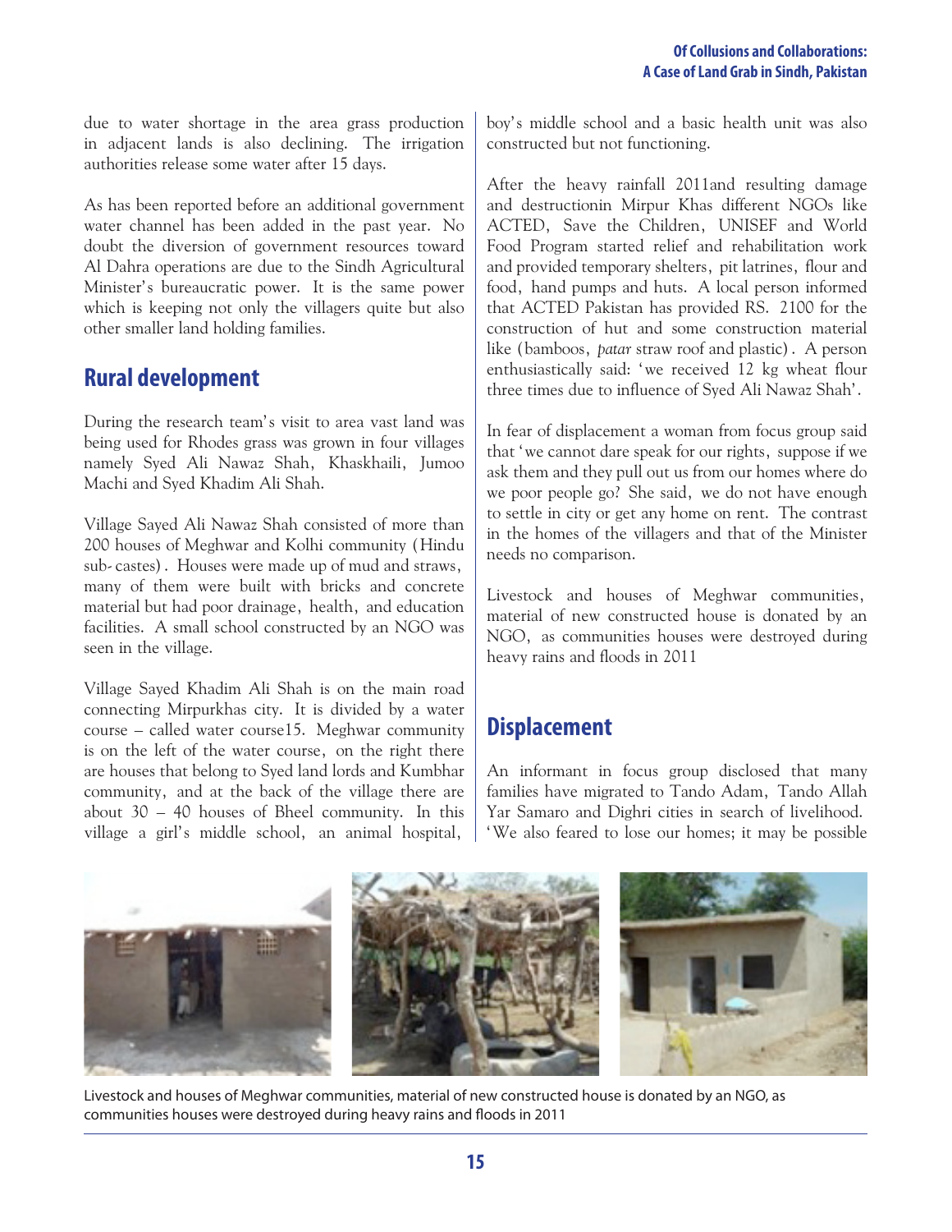due to water shortage in the area grass production in adjacent lands is also declining. The irrigation authorities release some water after 15 days.

As has been reported before an additional government water channel has been added in the past year. No doubt the diversion of government resources toward Al Dahra operations are due to the Sindh Agricultural Minister's bureaucratic power. It is the same power which is keeping not only the villagers quite but also other smaller land holding families.

## Rural development

During the research team's visit to area vast land was being used for Rhodes grass was grown in four villages namely Syed Ali Nawaz Shah, Khaskhaili, Jumoo Machi and Syed Khadim Ali Shah.

Village Sayed Ali Nawaz Shah consisted of more than 200 houses of Meghwar and Kolhi community (Hindu sub-castes). Houses were made up of mud and straws, many of them were built with bricks and concrete material but had poor drainage, health, and education facilities. A small school constructed by an NGO was seen in the village.

Village Sayed Khadim Ali Shah is on the main road connecting Mirpurkhas city. It is divided by a water course – called water course15. Meghwar community is on the left of the water course, on the right there are houses that belong to Syed land lords and Kumbhar community, and at the back of the village there are about 30 – 40 houses of Bheel community. In this village a girl's middle school, an animal hospital, boy's middle school and a basic health unit was also constructed but not functioning.

After the heavy rainfall 2011and resulting damage and destructionin Mirpur Khas different NGOs like ACTED, Save the Children, UNISEF and World Food Program started relief and rehabilitation work and provided temporary shelters, pit latrines, flour and food, hand pumps and huts. A local person informed that ACTED Pakistan has provided RS. 2100 for the construction of hut and some construction material like (bamboos, *patar* straw roof and plastic). A person enthusiastically said: 'we received 12 kg wheat flour three times due to influence of Syed Ali Nawaz Shah'.

In fear of displacement a woman from focus group said that 'we cannot dare speak for our rights, suppose if we ask them and they pull out us from our homes where do we poor people go? She said, we do not have enough to settle in city or get any home on rent. The contrast in the homes of the villagers and that of the Minister needs no comparison.

Livestock and houses of Meghwar communities, material of new constructed house is donated by an NGO, as communities houses were destroyed during heavy rains and floods in 2011

## Displacement

An informant in focus group disclosed that many families have migrated to Tando Adam, Tando Allah Yar Samaro and Dighri cities in search of livelihood. 'We also feared to lose our homes; it may be possible

Livestock and houses of Meghwar communities, material of new constructed house is donated by an NGO, as communities houses were destroyed during heavy rains and floods in 2011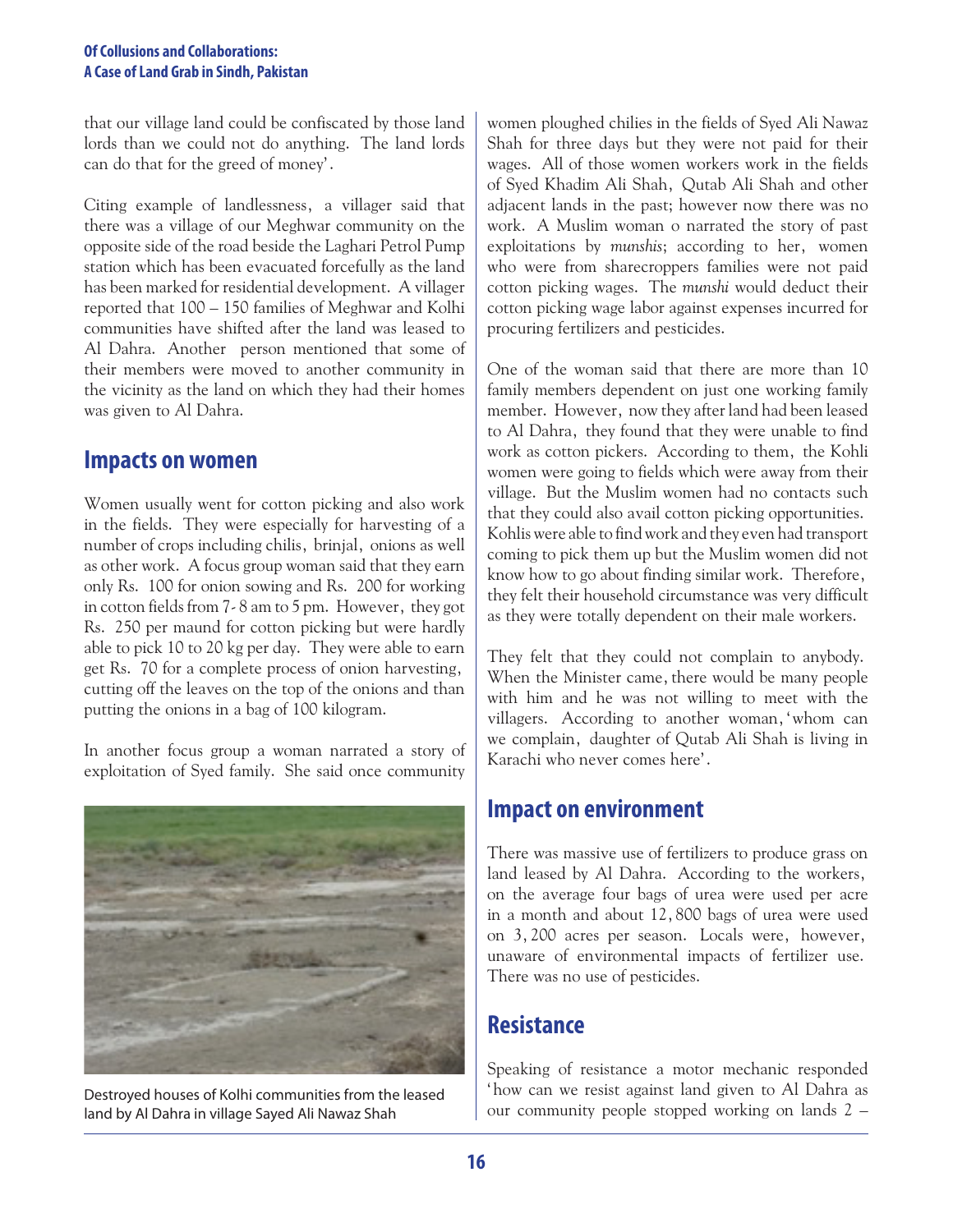that our village land could be confiscated by those land lords than we could not do anything. The land lords can do that for the greed of money'.

Citing example of landlessness, a villager said that there was a village of our Meghwar community on the opposite side of the road beside the Laghari Petrol Pump station which has been evacuated forcefully as the land has been marked for residential development. A villager reported that 100 – 150 families of Meghwar and Kolhi communities have shifted after the land was leased to Al Dahra. Another person mentioned that some of their members were moved to another community in the vicinity as the land on which they had their homes was given to Al Dahra.

## Impacts on women

Women usually went for cotton picking and also work in the fields. They were especially for harvesting of a number of crops including chilis, brinjal, onions as well as other work. A focus group woman said that they earn only Rs. 100 for onion sowing and Rs. 200 for working in cotton fields from 7- 8 am to 5 pm. However, they got Rs. 250 per maund for cotton picking but were hardly able to pick 10 to 20 kg per day. They were able to earn get Rs. 70 for a complete process of onion harvesting, cutting off the leaves on the top of the onions and than putting the onions in a bag of 100 kilogram.

In another focus group a woman narrated a story of exploitation of Syed family. She said once community women ploughed chilies in the fields of Syed Ali Nawaz Shah for three days but they were not paid for their wages. All of those women workers work in the fields of Syed Khadim Ali Shah, Qutab Ali Shah and other adjacent lands in the past; however now there was no work. A Muslim woman o narrated the story of past exploitations by *munshis*; according to her, women who were from sharecroppers families were not paid cotton picking wages. The *munshi* would deduct their cotton picking wage labor against expenses incurred for procuring fertilizers and pesticides.

Destroyed houses of Kolhi communities from the leased land by Al Dahra in village Sayed Ali Nawaz Shah

One of the woman said that there are more than 10 family members dependent on just one working family member. However, now they after land had been leased to Al Dahra, they found that they were unable to find work as cotton pickers. According to them, the Kohli women were going to fields which were away from their village. But the Muslim women had no contacts such that they could also avail cotton picking opportunities. Kohlis were able to find work and they even had transport coming to pick them up but the Muslim women did not know how to go about finding similar work. Therefore, they felt their household circumstance was very difficult as they were totally dependent on their male workers.

They felt that they could not complain to anybody. When the Minister came, there would be many people with him and he was not willing to meet with the villagers. According to another woman, 'whom can we complain, daughter of Qutab Ali Shah is living in Karachi who never comes here'.

## Impact on environment

There was massive use of fertilizers to produce grass on land leased by Al Dahra. According to the workers, on the average four bags of urea were used per acre in a month and about 12,800 bags of urea were used on 3,200 acres per season. Locals were, however, unaware of environmental impacts of fertilizer use. There was no use of pesticides.

## Resistance

Speaking of resistance a motor mechanic responded 'how can we resist against land given to Al Dahra as our community people stopped working on lands 2 –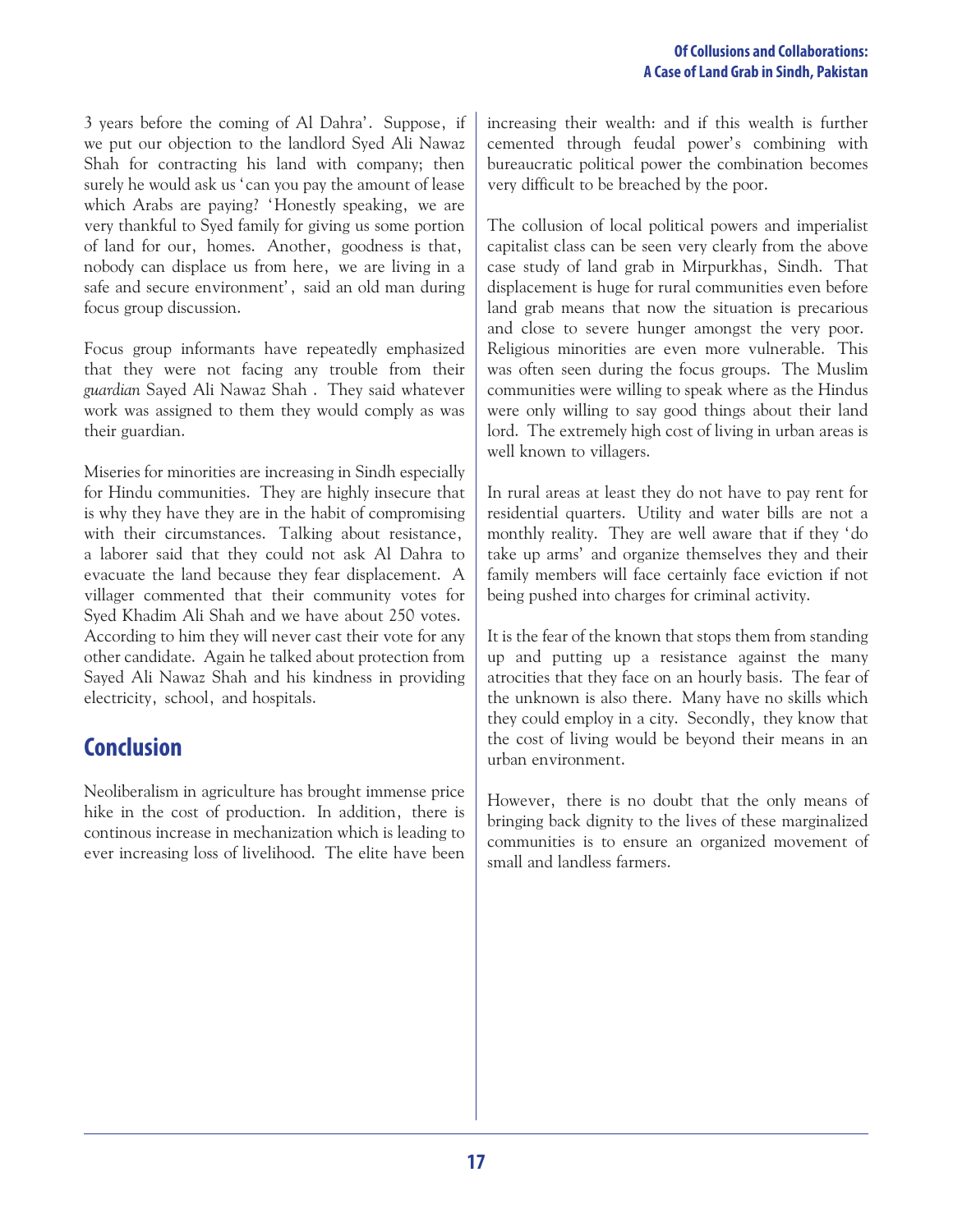3 years before the coming of Al Dahra'. Suppose, if we put our objection to the landlord Syed Ali Nawaz Shah for contracting his land with company; then surely he would ask us 'can you pay the amount of lease which Arabs are paying? 'Honestly speaking, we are very thankful to Syed family for giving us some portion of land for our, homes. Another, goodness is that, nobody can displace us from here, we are living in a safe and secure environment', said an old man during focus group discussion.

Focus group informants have repeatedly emphasized that they were not facing any trouble from their *guardian* Sayed Ali Nawaz Shah . They said whatever work was assigned to them they would comply as was their guardian.

Miseries for minorities are increasing in Sindh especially for Hindu communities. They are highly insecure that is why they have they are in the habit of compromising with their circumstances. Talking about resistance, a laborer said that they could not ask Al Dahra to evacuate the land because they fear displacement. A villager commented that their community votes for Syed Khadim Ali Shah and we have about 250 votes. According to him they will never cast their vote for any other candidate. Again he talked about protection from Sayed Ali Nawaz Shah and his kindness in providing electricity, school, and hospitals.

## Conclusion

Neoliberalism in agriculture has brought immense price hike in the cost of production. In addition, there is continous increase in mechanization which is leading to ever increasing loss of livelihood. The elite have been increasing their wealth: and if this wealth is further cemented through feudal power's combining with bureaucratic political power the combination becomes very difficult to be breached by the poor.

The collusion of local political powers and imperialist capitalist class can be seen very clearly from the above case study of land grab in Mirpurkhas, Sindh. That displacement is huge for rural communities even before land grab means that now the situation is precarious and close to severe hunger amongst the very poor. Religious minorities are even more vulnerable. This was often seen during the focus groups. The Muslim communities were willing to speak where as the Hindus were only willing to say good things about their land lord. The extremely high cost of living in urban areas is well known to villagers.

In rural areas at least they do not have to pay rent for residential quarters. Utility and water bills are not a monthly reality. They are well aware that if they 'do take up arms' and organize themselves they and their family members will face certainly face eviction if not being pushed into charges for criminal activity.

It is the fear of the known that stops them from standing up and putting up a resistance against the many atrocities that they face on an hourly basis. The fear of the unknown is also there. Many have no skills which they could employ in a city. Secondly, they know that the cost of living would be beyond their means in an urban environment.

However, there is no doubt that the only means of bringing back dignity to the lives of these marginalized communities is to ensure an organized movement of small and landless farmers.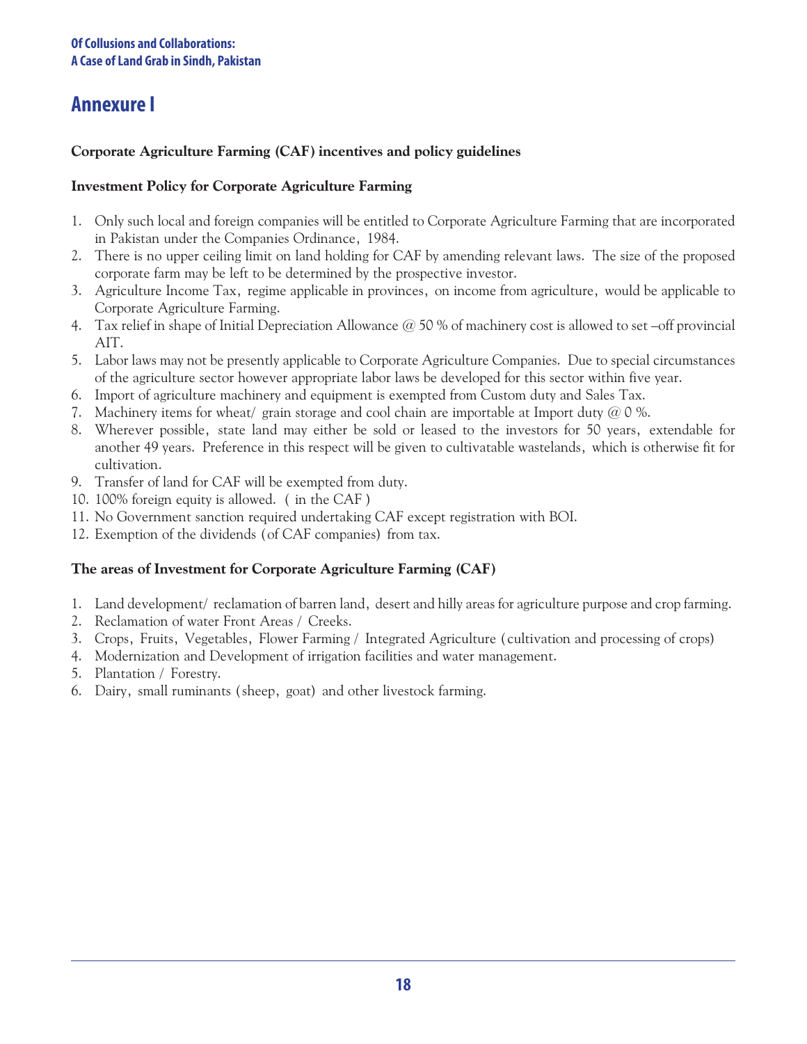# Annexure I

**Corporate Agriculture Farming (CAF) incentives and policy guidelines**

**Investment Policy for Corporate Agriculture Farming**

1. Only such local and foreign companies will be entitled to Corporate Agriculture Farming that are incorporated in Pakistan under the Companies Ordinance, 1984.
2. There is no upper ceiling limit on land holding for CAF by amending relevant laws. The size of the proposed corporate farm may be left to be determined by the prospective investor.
3. Agriculture Income Tax, regime applicable in provinces, on income from agriculture, would be applicable to Corporate Agriculture Farming.
4. Tax relief in shape of Initial Depreciation Allowance @ 50 % of machinery cost is allowed to set –off provincial AIT.
5. Labor laws may not be presently applicable to Corporate Agriculture Companies. Due to special circumstances of the agriculture sector however appropriate labor laws be developed for this sector within five year.
6. Import of agriculture machinery and equipment is exempted from Custom duty and Sales Tax.
7. Machinery items for wheat/ grain storage and cool chain are importable at Import duty @ 0 %.
8. Wherever possible, state land may either be sold or leased to the investors for 50 years, extendable for another 49 years. Preference in this respect will be given to cultivatable wastelands, which is otherwise fit for cultivation.
9. Transfer of land for CAF will be exempted from duty.
10. 100% foreign equity is allowed. ( in the CAF )
11. No Government sanction required undertaking CAF except registration with BOI.
12. Exemption of the dividends (of CAF companies) from tax.

**The areas of Investment for Corporate Agriculture Farming (CAF)**

1. Land development/ reclamation of barren land, desert and hilly areas for agriculture purpose and crop farming.
2. Reclamation of water Front Areas / Creeks.
3. Crops, Fruits, Vegetables, Flower Farming / Integrated Agriculture (cultivation and processing of crops)
4. Modernization and Development of irrigation facilities and water management.
5. Plantation / Forestry.
6. Dairy, small ruminants (sheep, goat) and other livestock farming.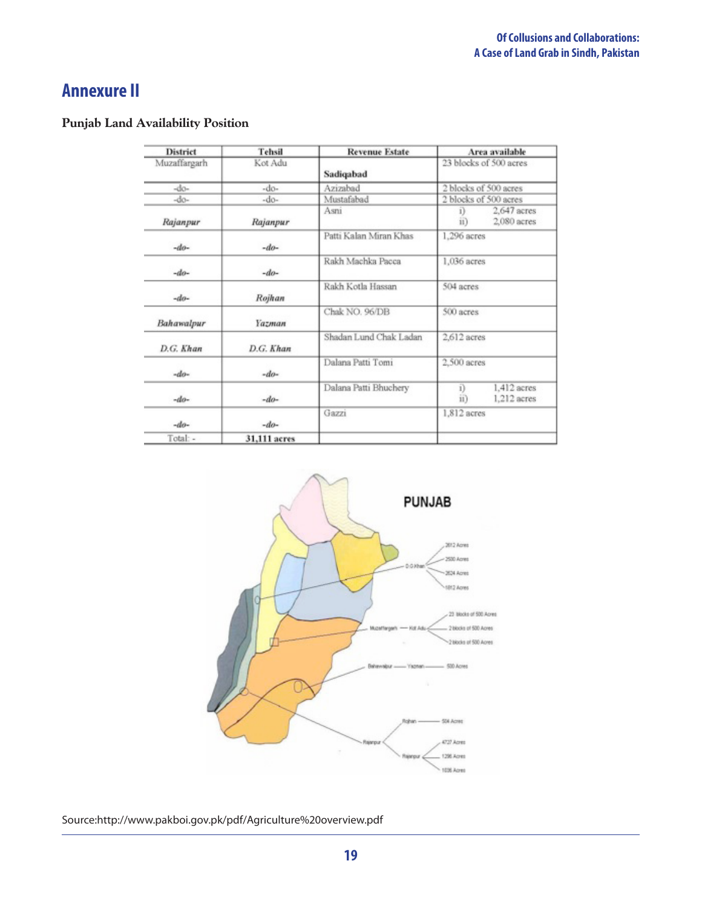## Annexure II

**Punjab Land Availability Position**

| District | Tehsil | Revenue Estate | Area available |
|---|---|---|---|
| Muzaffargarh | Kot Adu | **Sadiqabad** | 23 blocks of 500 acres |
| -do- | -do- | Azizabad | 2 blocks of 500 acres |
| -do- | -do- | Mustafabad | 2 blocks of 500 acres |
| *Rajanpur* | *Rajanpur* | Asni | i) 2,647 acres<br>ii) 2,080 acres |
| *-do-* | *-do-* | Patti Kalan Miran Khas | 1,296 acres |
| *-do-* | *-do-* | Rakh Machka Pacca | 1,036 acres |
| *-do-* | *Rojhan* | Rakh Kotla Hassan | 504 acres |
| *Bahawalpur* | *Yazman* | Chak NO. 96/DB | 500 acres |
| *D.G. Khan* | *D.G. Khan* | Shadan Lund Chak Ladan | 2,612 acres |
| *-do-* | *-do-* | Dalana Patti Tomi | 2,500 acres |
| *-do-* | *-do-* | Dalana Patti Bhuchery | i) 1,412 acres<br>ii) 1,212 acres |
| *-do-* | *-do-* | Gazzi | 1,812 acres |
| Total: - | **31,111 acres** | | |

Source:http://www.pakboi.gov.pk/pdf/Agriculture%20overview.pdf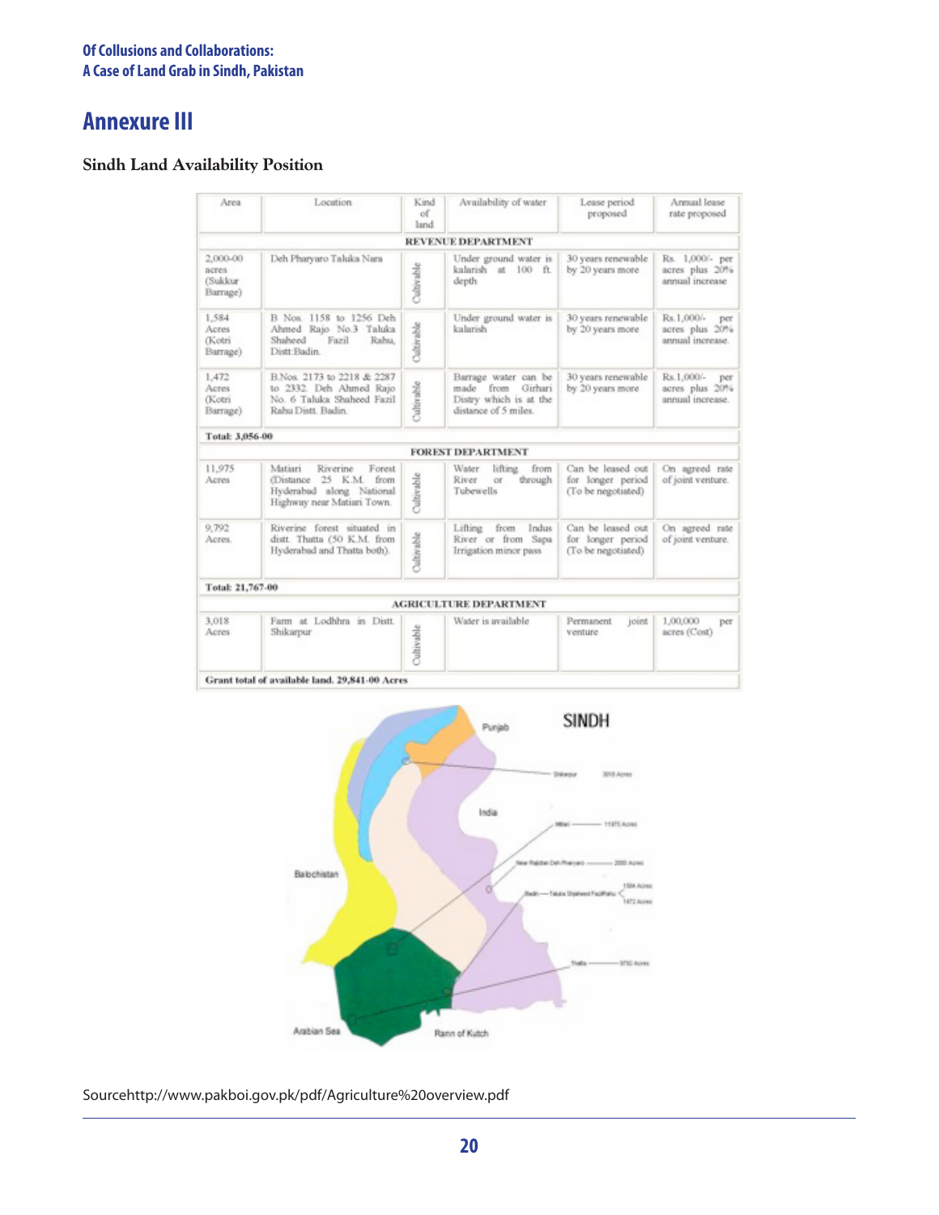## Annexure III

### Sindh Land Availability Position

| Area | Location | Kind of land | Availability of water | Lease period proposed | Annual lease rate proposed |
|---|---|---|---|---|---|
| **REVENUE DEPARTMENT** | | | | | |
| 2,000-00 acres (Sukkur Barrage) | Deh Pharyaro Taluka Nara | Cultivable | Under ground water is kalarish at 100 ft. depth | 30 years renewable by 20 years more | Rs. 1,000/- per acres plus 20% annual increase |
| 1,584 Acres (Kotri Barrage) | B Nos. 1158 to 1256 Deh Ahmed Rajo No.3 Taluka Shaheed Fazil Rahu, Distt.Badin. | Cultivable | Under ground water is kalarish | 30 years renewable by 20 years more | Rs.1,000/- per acres plus 20% annual increase. |
| 1,472 Acres (Kotri Barrage) | B.Nos. 2173 to 2218 & 2287 to 2332. Deh Ahmed Rajo No. 6 Taluka Shaheed Fazil Rahu Distt. Badin. | Cultivable | Barrage water can be made from Girhari Distry which is at the distance of 5 miles. | 30 years renewable by 20 years more | Rs.1,000/- per acres plus 20% annual increase. |
| **Total: 3,056-00** | | | | | |
| **FOREST DEPARTMENT** | | | | | |
| 11,975 Acres | Matiari Riverine Forest (Distance 25 K.M. from Hyderabad along National Highway near Matiari Town. | Cultivable | Water lifting from River or through Tubewells | Can be leased out for longer period (To be negotiated) | On agreed rate of joint venture. |
| 9,792 Acres. | Riverine forest situated in distt. Thatta (50 K.M. from Hyderabad and Thatta both). | Cultivable | Lifting from Indus River or from Sapa Irrigation minor pass | Can be leased out for longer period (To be negotiated) | On agreed rate of joint venture. |
| **Total: 21,767-00** | | | | | |
| **AGRICULTURE DEPARTMENT** | | | | | |
| 3,018 Acres | Farm at Lodhhra in Distt. Shikarpur | Cultivable | Water is available | Permanent joint venture | 1,00,000 per acres (Cost) |
| **Grant total of available land. 29,841-00 Acres** | | | | | |

Sourcehttp://www.pakboi.gov.pk/pdf/Agriculture%20overview.pdf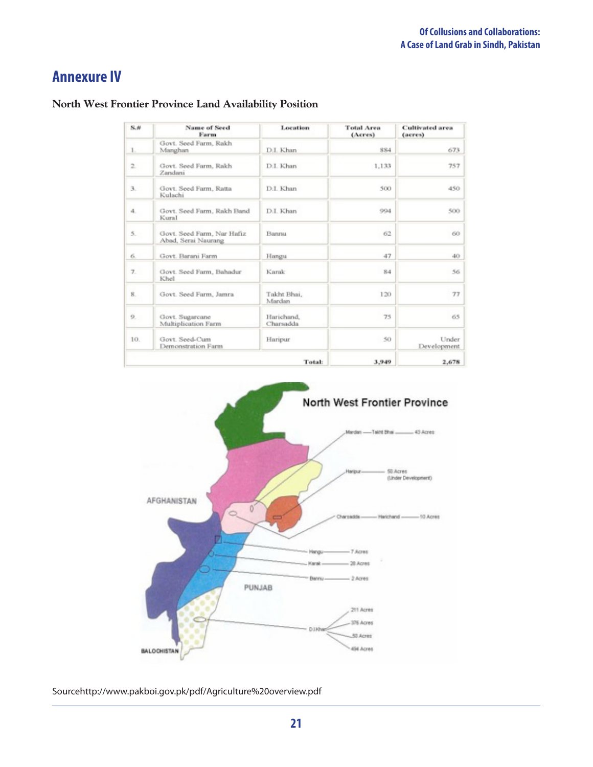## Annexure IV

**North West Frontier Province Land Availability Position**

| S.# | Name of Seed Farm | Location | Total Area (Acres) | Cultivated area (acres) |
|---|---|---|---|---|
| 1. | Govt. Seed Farm, Rakh Manghan | D.I. Khan | 884 | 673 |
| 2. | Govt. Seed Farm, Rakh Zandani | D.I. Khan | 1,133 | 757 |
| 3. | Govt. Seed Farm, Ratta Kulachi | D.I. Khan | 500 | 450 |
| 4. | Govt. Seed Farm, Rakh Band Kural | D.I. Khan | 994 | 500 |
| 5. | Govt. Seed Farm, Nar Hafiz Abad, Serai Naurang | Bannu | 62 | 60 |
| 6. | Govt. Barani Farm | Hangu | 47 | 40 |
| 7. | Govt. Seed Farm, Bahadur Khel | Karak | 84 | 56 |
| 8. | Govt. Seed Farm, Jamra | Takht Bhai, Mardan | 120 | 77 |
| 9. | Govt. Sugarcane Multiplication Farm | Harichand, Charsadda | 75 | 65 |
| 10. | Govt. Seed-Cum Demonstration Farm | Haripur | 50 | Under Development |
| | | Total: | 3,949 | 2,678 |

North West Frontier Province

Mardan — Takht Bhai — 43 Acres

Haripur — 50 Acres (Under Development)

Charsadda — Harichand — 10 Acres

Hangu — 7 Acres

Karak — 28 Acres

Bannu — 2 Acres

D.I.Khan — 211 Acres, 376 Acres, 50 Acres, 494 Acres

AFGHANISTAN

PUNJAB

BALOCHISTAN

Sourcehttp://www.pakboi.gov.pk/pdf/Agriculture%20overview.pdf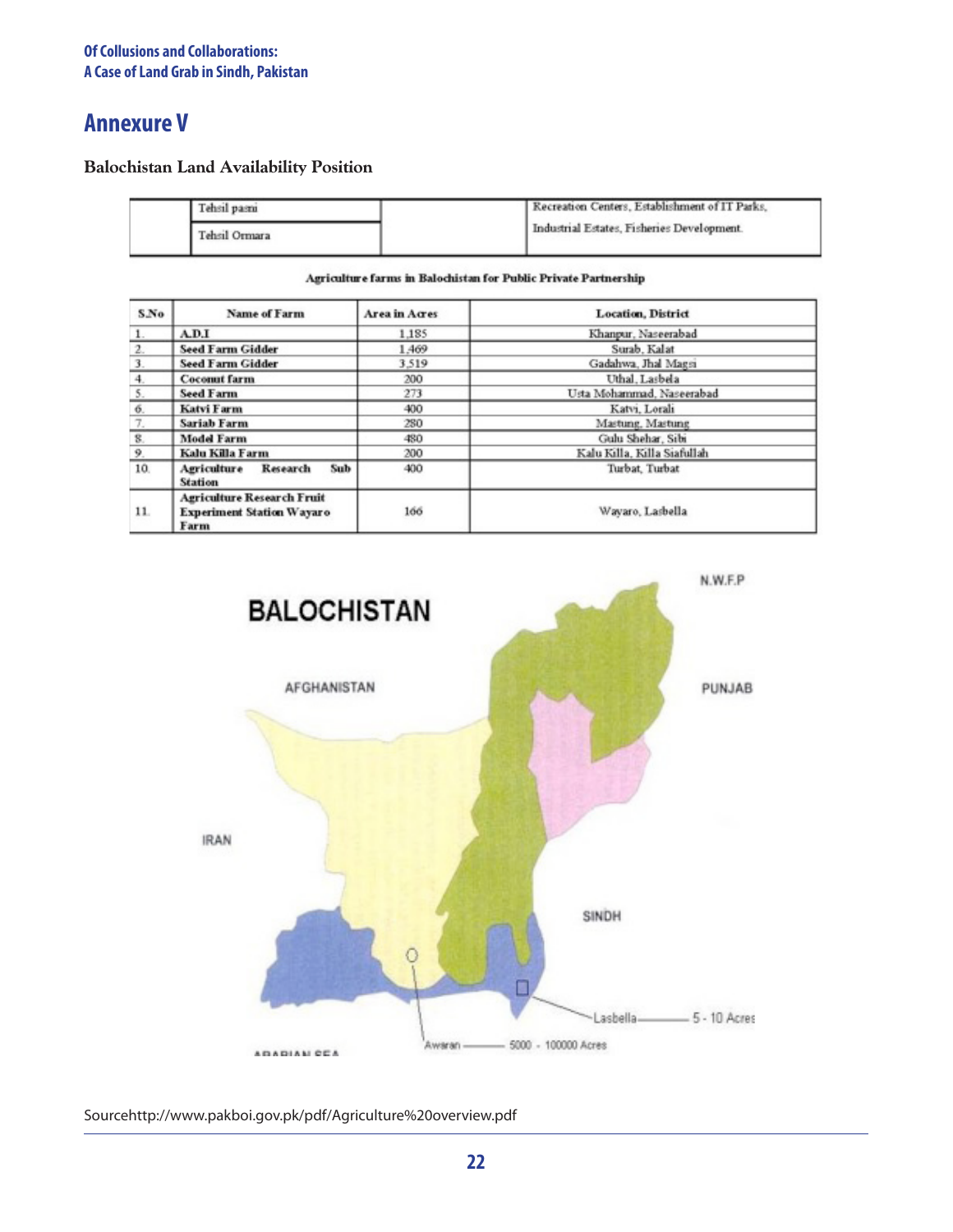# Annexure V

**Balochistan Land Availability Position**

| | | | |
|---|---|---|---|
| | Tehsil pasni | | Recreation Centers, Establishment of IT Parks, Industrial Estates, Fisheries Development. |
| | Tehsil Ormara | | |

**Agriculture farms in Balochistan for Public Private Partnership**

| S.No | Name of Farm | Area in Acres | Location, District |
|---|---|---|---|
| 1. | **A.D.I** | 1,185 | Khanpur, Naseerabad |
| 2. | **Seed Farm Gidder** | 1,469 | Surab, Kalat |
| 3. | **Seed Farm Gidder** | 3,519 | Gadahwa, Jhal Magsi |
| 4. | **Coconut farm** | 200 | Uthal, Lasbela |
| 5. | **Seed Farm** | 273 | Usta Mohammad, Naseerabad |
| 6. | **Katvi Farm** | 400 | Katvi, Lorali |
| 7. | **Sariab Farm** | 280 | Mastung, Mastung |
| 8. | **Model Farm** | 480 | Gulu Shehar, Sibi |
| 9. | **Kalu Killa Farm** | 200 | Kalu Killa, Killa Siafullah |
| 10. | **Agriculture Research Sub Station** | 400 | Turbat, Turbat |
| 11. | **Agriculture Research Fruit Experiment Station Wayaro Farm** | 166 | Wayaro, Lasbella |

BALOCHISTAN

N.W.F.P

AFGHANISTAN

PUNJAB

IRAN

SINDH

Lasbella — 5 - 10 Acres

Awaran — 5000 - 100000 Acres

ARABIAN SEA

Sourcehttp://www.pakboi.gov.pk/pdf/Agriculture%20overview.pdf